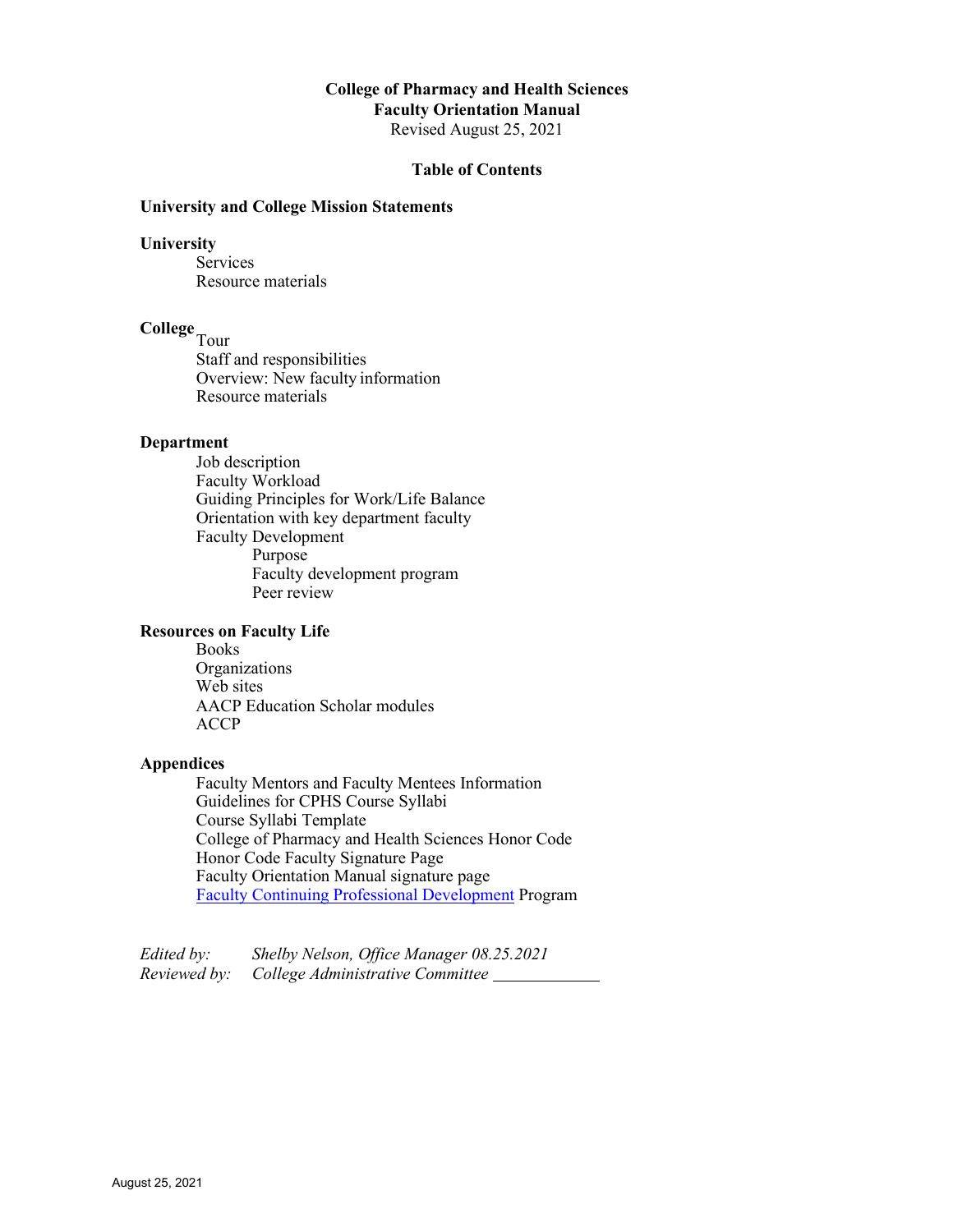# College of Pharmacy and Health Sciences
## Faculty Orientation Manual

Revised August 25, 2021

### Table of Contents

**University and College Mission Statements**

**University**
- Services
- Resource materials

**College**
- Tour
- Staff and responsibilities
- Overview: New faculty information
- Resource materials

**Department**
- Job description
- Faculty Workload
- Guiding Principles for Work/Life Balance
- Orientation with key department faculty
- Faculty Development
    - Purpose
    - Faculty development program
    - Peer review

**Resources on Faculty Life**
- Books
- Organizations
- Web sites
- AACP Education Scholar modules
- ACCP

**Appendices**
- Faculty Mentors and Faculty Mentees Information
- Guidelines for CPHS Course Syllabi
- Course Syllabi Template
- College of Pharmacy and Health Sciences Honor Code
- Honor Code Faculty Signature Page
- Faculty Orientation Manual signature page
- Faculty Continuing Professional Development Program

*Edited by:* *Shelby Nelson, Office Manager 08.25.2021*
*Reviewed by:* *College Administrative Committee* ____________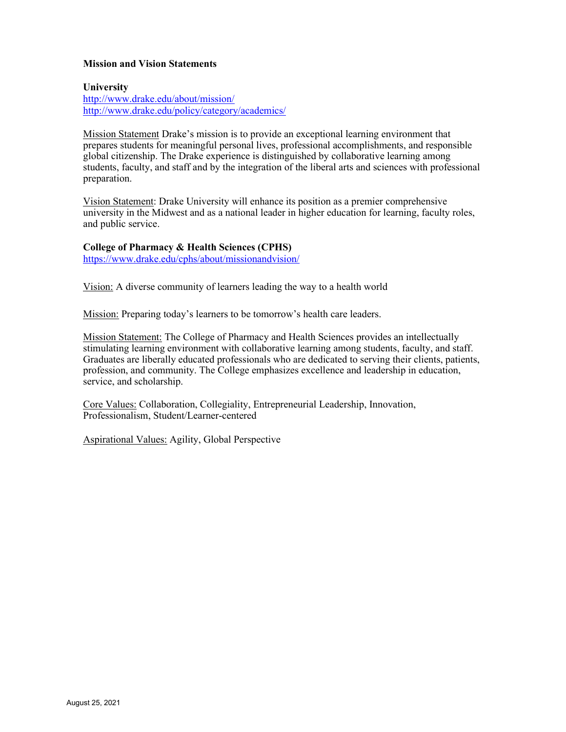**Mission and Vision Statements**

**University**
http://www.drake.edu/about/mission/
http://www.drake.edu/policy/category/academics/

Mission Statement Drake's mission is to provide an exceptional learning environment that prepares students for meaningful personal lives, professional accomplishments, and responsible global citizenship. The Drake experience is distinguished by collaborative learning among students, faculty, and staff and by the integration of the liberal arts and sciences with professional preparation.

Vision Statement: Drake University will enhance its position as a premier comprehensive university in the Midwest and as a national leader in higher education for learning, faculty roles, and public service.

**College of Pharmacy & Health Sciences (CPHS)**
https://www.drake.edu/cphs/about/missionandvision/

Vision: A diverse community of learners leading the way to a health world

Mission: Preparing today's learners to be tomorrow's health care leaders.

Mission Statement: The College of Pharmacy and Health Sciences provides an intellectually stimulating learning environment with collaborative learning among students, faculty, and staff. Graduates are liberally educated professionals who are dedicated to serving their clients, patients, profession, and community. The College emphasizes excellence and leadership in education, service, and scholarship.

Core Values: Collaboration, Collegiality, Entrepreneurial Leadership, Innovation, Professionalism, Student/Learner-centered

Aspirational Values: Agility, Global Perspective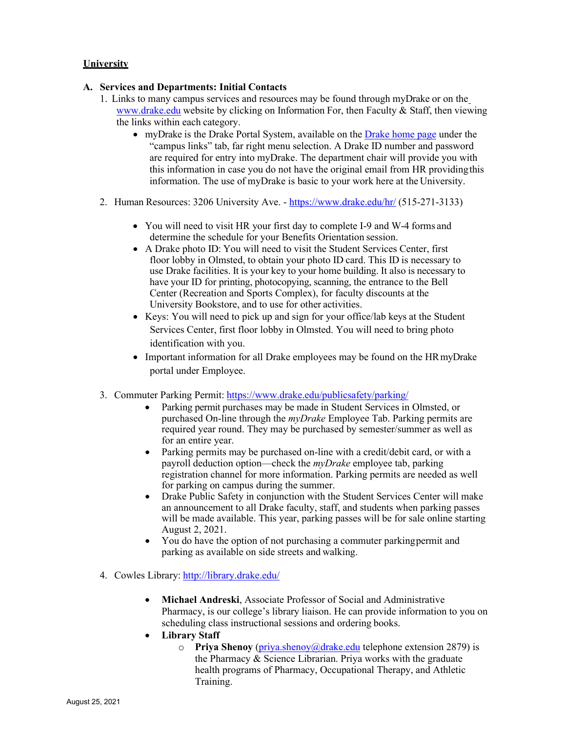**University**

## A. Services and Departments: Initial Contacts

1. Links to many campus services and resources may be found through myDrake or on the www.drake.edu website by clicking on Information For, then Faculty & Staff, then viewing the links within each category.
   - myDrake is the Drake Portal System, available on the Drake home page under the "campus links" tab, far right menu selection. A Drake ID number and password are required for entry into myDrake. The department chair will provide you with this information in case you do not have the original email from HR providing this information. The use of myDrake is basic to your work here at the University.

2. Human Resources: 3206 University Ave. - https://www.drake.edu/hr/ (515-271-3133)
   - You will need to visit HR your first day to complete I-9 and W-4 forms and determine the schedule for your Benefits Orientation session.
   - A Drake photo ID: You will need to visit the Student Services Center, first floor lobby in Olmsted, to obtain your photo ID card. This ID is necessary to use Drake facilities. It is your key to your home building. It also is necessary to have your ID for printing, photocopying, scanning, the entrance to the Bell Center (Recreation and Sports Complex), for faculty discounts at the University Bookstore, and to use for other activities.
   - Keys: You will need to pick up and sign for your office/lab keys at the Student Services Center, first floor lobby in Olmsted. You will need to bring photo identification with you.
   - Important information for all Drake employees may be found on the HR myDrake portal under Employee.

3. Commuter Parking Permit: https://www.drake.edu/publicsafety/parking/
   - Parking permit purchases may be made in Student Services in Olmsted, or purchased On-line through the *myDrake* Employee Tab. Parking permits are required year round. They may be purchased by semester/summer as well as for an entire year.
   - Parking permits may be purchased on-line with a credit/debit card, or with a payroll deduction option—check the *myDrake* employee tab, parking registration channel for more information. Parking permits are needed as well for parking on campus during the summer.
   - Drake Public Safety in conjunction with the Student Services Center will make an announcement to all Drake faculty, staff, and students when parking passes will be made available. This year, parking passes will be for sale online starting August 2, 2021.
   - You do have the option of not purchasing a commuter parking permit and parking as available on side streets and walking.

4. Cowles Library: http://library.drake.edu/
   - **Michael Andreski**, Associate Professor of Social and Administrative Pharmacy, is our college's library liaison. He can provide information to you on scheduling class instructional sessions and ordering books.
   - **Library Staff**
     - **Priya Shenoy** (priya.shenoy@drake.edu telephone extension 2879) is the Pharmacy & Science Librarian. Priya works with the graduate health programs of Pharmacy, Occupational Therapy, and Athletic Training.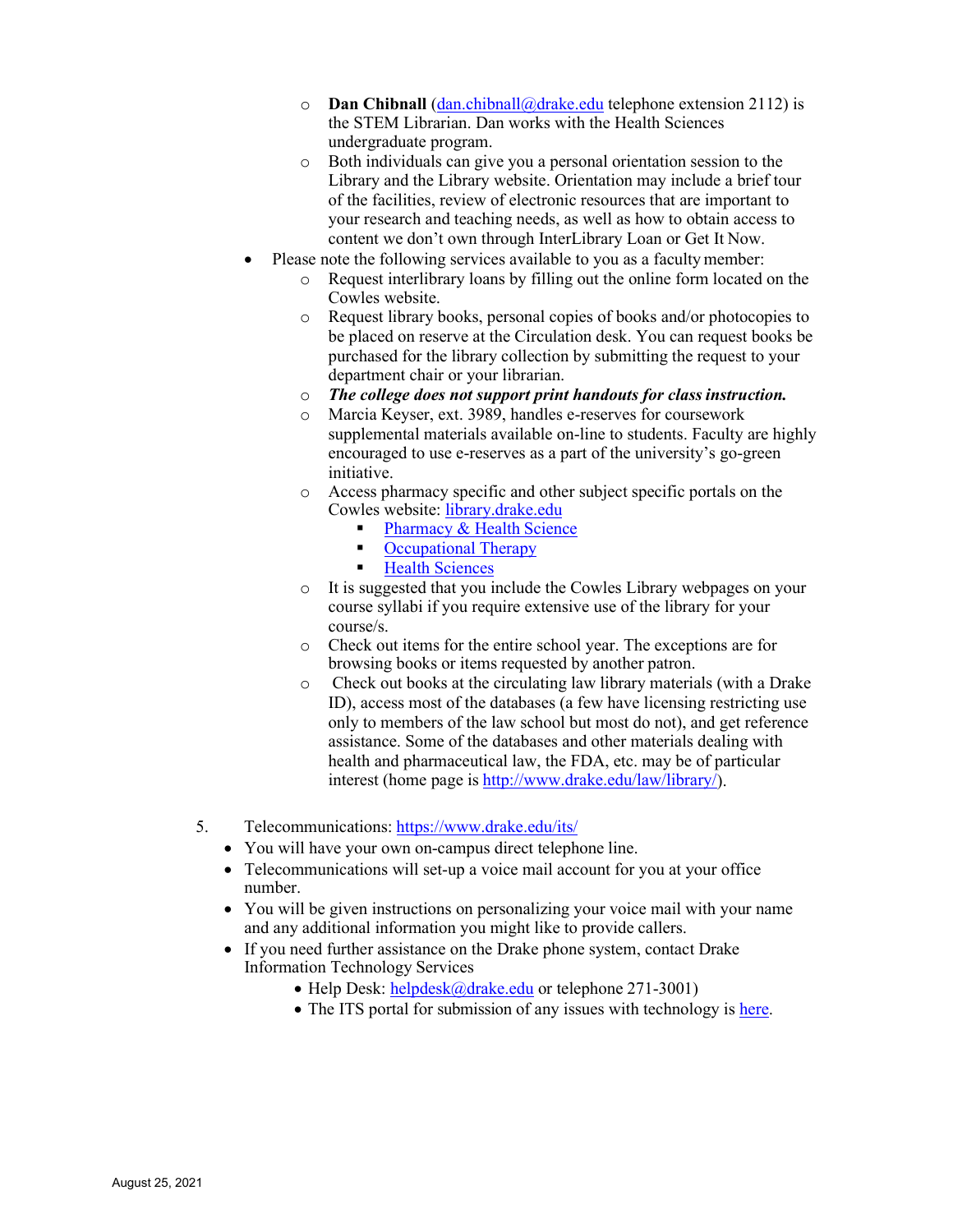- **Dan Chibnall** (dan.chibnall@drake.edu telephone extension 2112) is the STEM Librarian. Dan works with the Health Sciences undergraduate program.
    - Both individuals can give you a personal orientation session to the Library and the Library website. Orientation may include a brief tour of the facilities, review of electronic resources that are important to your research and teaching needs, as well as how to obtain access to content we don't own through InterLibrary Loan or Get It Now.
- Please note the following services available to you as a faculty member:
    - Request interlibrary loans by filling out the online form located on the Cowles website.
    - Request library books, personal copies of books and/or photocopies to be placed on reserve at the Circulation desk. You can request books be purchased for the library collection by submitting the request to your department chair or your librarian.
    - ***The college does not support print handouts for class instruction.***
    - Marcia Keyser, ext. 3989, handles e-reserves for coursework supplemental materials available on-line to students. Faculty are highly encouraged to use e-reserves as a part of the university's go-green initiative.
    - Access pharmacy specific and other subject specific portals on the Cowles website: library.drake.edu
        - Pharmacy & Health Science
        - Occupational Therapy
        - Health Sciences
    - It is suggested that you include the Cowles Library webpages on your course syllabi if you require extensive use of the library for your course/s.
    - Check out items for the entire school year. The exceptions are for browsing books or items requested by another patron.
    - Check out books at the circulating law library materials (with a Drake ID), access most of the databases (a few have licensing restricting use only to members of the law school but most do not), and get reference assistance. Some of the databases and other materials dealing with health and pharmaceutical law, the FDA, etc. may be of particular interest (home page is http://www.drake.edu/law/library/).

5. Telecommunications: https://www.drake.edu/its/

- You will have your own on-campus direct telephone line.
- Telecommunications will set-up a voice mail account for you at your office number.
- You will be given instructions on personalizing your voice mail with your name and any additional information you might like to provide callers.
- If you need further assistance on the Drake phone system, contact Drake Information Technology Services
    - Help Desk: helpdesk@drake.edu or telephone 271-3001)
    - The ITS portal for submission of any issues with technology is here.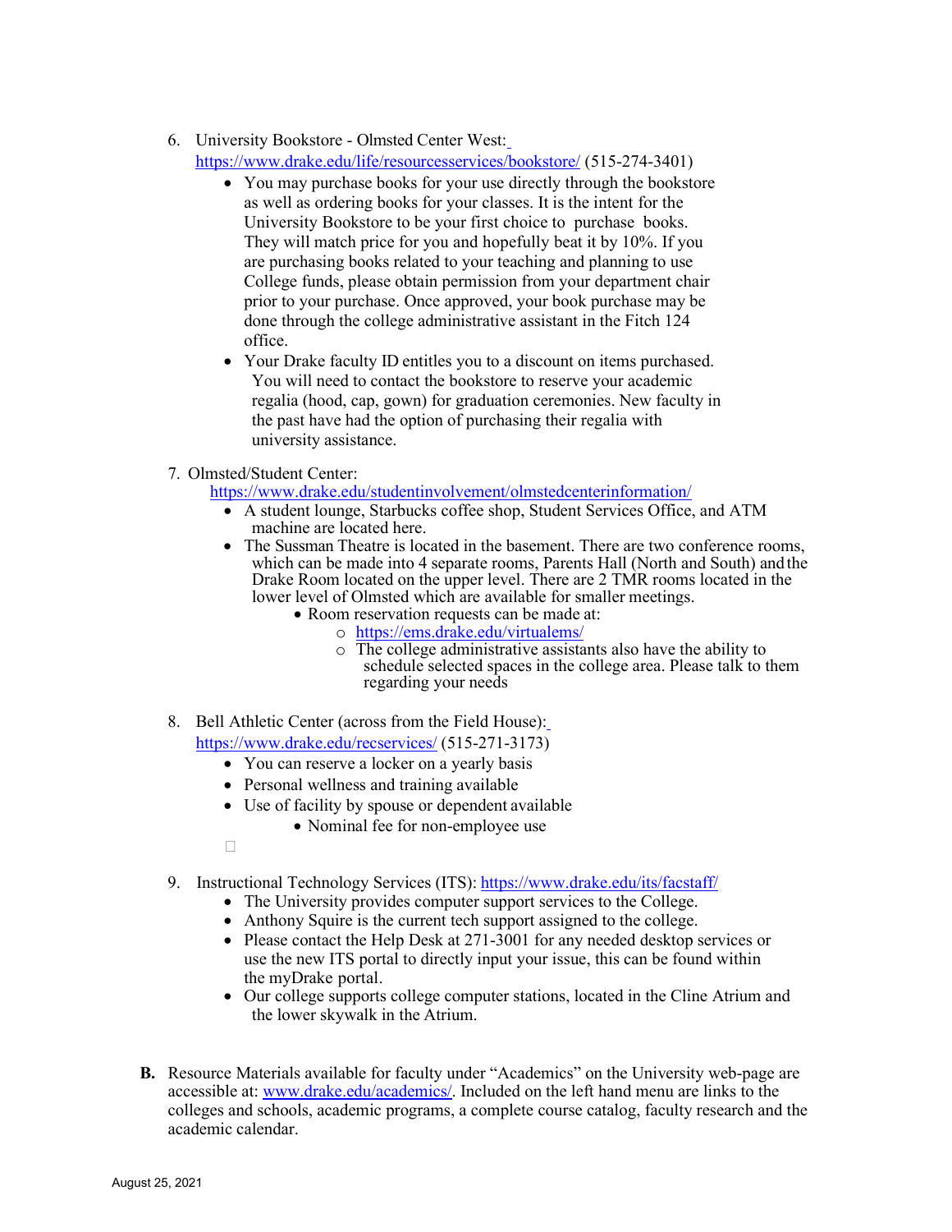6. University Bookstore - Olmsted Center West: https://www.drake.edu/life/resourcesservices/bookstore/ (515-274-3401)
   - You may purchase books for your use directly through the bookstore as well as ordering books for your classes. It is the intent for the University Bookstore to be your first choice to purchase books. They will match price for you and hopefully beat it by 10%. If you are purchasing books related to your teaching and planning to use College funds, please obtain permission from your department chair prior to your purchase. Once approved, your book purchase may be done through the college administrative assistant in the Fitch 124 office.
   - Your Drake faculty ID entitles you to a discount on items purchased. You will need to contact the bookstore to reserve your academic regalia (hood, cap, gown) for graduation ceremonies. New faculty in the past have had the option of purchasing their regalia with university assistance.

7. Olmsted/Student Center: https://www.drake.edu/studentinvolvement/olmstedcenterinformation/
   - A student lounge, Starbucks coffee shop, Student Services Office, and ATM machine are located here.
   - The Sussman Theatre is located in the basement. There are two conference rooms, which can be made into 4 separate rooms, Parents Hall (North and South) and the Drake Room located on the upper level. There are 2 TMR rooms located in the lower level of Olmsted which are available for smaller meetings.
     - Room reservation requests can be made at:
       - https://ems.drake.edu/virtualems/
       - The college administrative assistants also have the ability to schedule selected spaces in the college area. Please talk to them regarding your needs

8. Bell Athletic Center (across from the Field House): https://www.drake.edu/recservices/ (515-271-3173)
   - You can reserve a locker on a yearly basis
   - Personal wellness and training available
   - Use of facility by spouse or dependent available
     - Nominal fee for non-employee use

9. Instructional Technology Services (ITS): https://www.drake.edu/its/facstaff/
   - The University provides computer support services to the College.
   - Anthony Squire is the current tech support assigned to the college.
   - Please contact the Help Desk at 271-3001 for any needed desktop services or use the new ITS portal to directly input your issue, this can be found within the myDrake portal.
   - Our college supports college computer stations, located in the Cline Atrium and the lower skywalk in the Atrium.

**B.** Resource Materials available for faculty under "Academics" on the University web-page are accessible at: www.drake.edu/academics/. Included on the left hand menu are links to the colleges and schools, academic programs, a complete course catalog, faculty research and the academic calendar.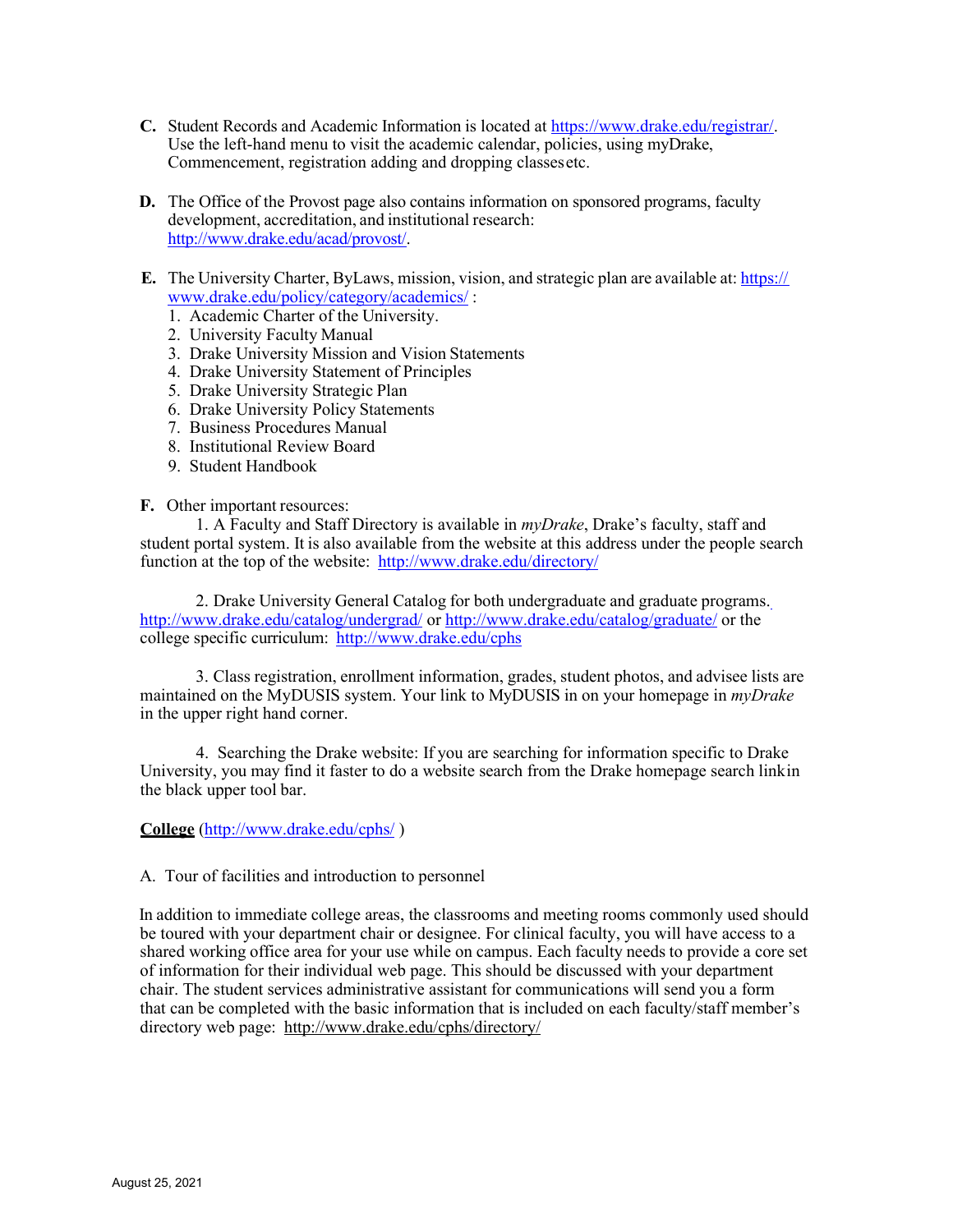**C.** Student Records and Academic Information is located at https://www.drake.edu/registrar/. Use the left-hand menu to visit the academic calendar, policies, using myDrake, Commencement, registration adding and dropping classes etc.

**D.** The Office of the Provost page also contains information on sponsored programs, faculty development, accreditation, and institutional research: http://www.drake.edu/acad/provost/.

**E.** The University Charter, ByLaws, mission, vision, and strategic plan are available at: https://www.drake.edu/policy/category/academics/ :

1. Academic Charter of the University.
2. University Faculty Manual
3. Drake University Mission and Vision Statements
4. Drake University Statement of Principles
5. Drake University Strategic Plan
6. Drake University Policy Statements
7. Business Procedures Manual
8. Institutional Review Board
9. Student Handbook

**F.** Other important resources:

1. A Faculty and Staff Directory is available in *myDrake*, Drake's faculty, staff and student portal system. It is also available from the website at this address under the people search function at the top of the website: http://www.drake.edu/directory/

2. Drake University General Catalog for both undergraduate and graduate programs. http://www.drake.edu/catalog/undergrad/ or http://www.drake.edu/catalog/graduate/ or the college specific curriculum: http://www.drake.edu/cphs

3. Class registration, enrollment information, grades, student photos, and advisee lists are maintained on the MyDUSIS system. Your link to MyDUSIS in on your homepage in *myDrake* in the upper right hand corner.

4. Searching the Drake website: If you are searching for information specific to Drake University, you may find it faster to do a website search from the Drake homepage search link in the black upper tool bar.

**College** (http://www.drake.edu/cphs/ )

A. Tour of facilities and introduction to personnel

In addition to immediate college areas, the classrooms and meeting rooms commonly used should be toured with your department chair or designee. For clinical faculty, you will have access to a shared working office area for your use while on campus. Each faculty needs to provide a core set of information for their individual web page. This should be discussed with your department chair. The student services administrative assistant for communications will send you a form that can be completed with the basic information that is included on each faculty/staff member's directory web page: http://www.drake.edu/cphs/directory/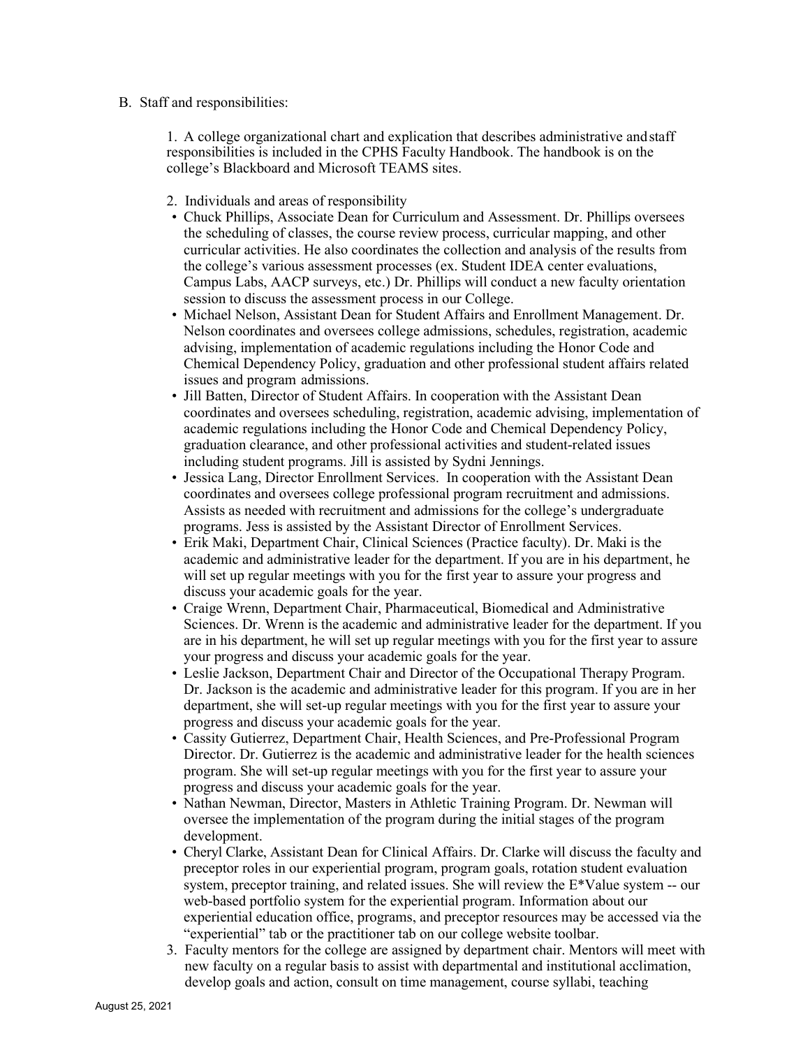B. Staff and responsibilities:

1. A college organizational chart and explication that describes administrative and staff responsibilities is included in the CPHS Faculty Handbook. The handbook is on the college's Blackboard and Microsoft TEAMS sites.

2. Individuals and areas of responsibility

- Chuck Phillips, Associate Dean for Curriculum and Assessment. Dr. Phillips oversees the scheduling of classes, the course review process, curricular mapping, and other curricular activities. He also coordinates the collection and analysis of the results from the college's various assessment processes (ex. Student IDEA center evaluations, Campus Labs, AACP surveys, etc.) Dr. Phillips will conduct a new faculty orientation session to discuss the assessment process in our College.
- Michael Nelson, Assistant Dean for Student Affairs and Enrollment Management. Dr. Nelson coordinates and oversees college admissions, schedules, registration, academic advising, implementation of academic regulations including the Honor Code and Chemical Dependency Policy, graduation and other professional student affairs related issues and program admissions.
- Jill Batten, Director of Student Affairs. In cooperation with the Assistant Dean coordinates and oversees scheduling, registration, academic advising, implementation of academic regulations including the Honor Code and Chemical Dependency Policy, graduation clearance, and other professional activities and student-related issues including student programs. Jill is assisted by Sydni Jennings.
- Jessica Lang, Director Enrollment Services. In cooperation with the Assistant Dean coordinates and oversees college professional program recruitment and admissions. Assists as needed with recruitment and admissions for the college's undergraduate programs. Jess is assisted by the Assistant Director of Enrollment Services.
- Erik Maki, Department Chair, Clinical Sciences (Practice faculty). Dr. Maki is the academic and administrative leader for the department. If you are in his department, he will set up regular meetings with you for the first year to assure your progress and discuss your academic goals for the year.
- Craige Wrenn, Department Chair, Pharmaceutical, Biomedical and Administrative Sciences. Dr. Wrenn is the academic and administrative leader for the department. If you are in his department, he will set up regular meetings with you for the first year to assure your progress and discuss your academic goals for the year.
- Leslie Jackson, Department Chair and Director of the Occupational Therapy Program. Dr. Jackson is the academic and administrative leader for this program. If you are in her department, she will set-up regular meetings with you for the first year to assure your progress and discuss your academic goals for the year.
- Cassity Gutierrez, Department Chair, Health Sciences, and Pre-Professional Program Director. Dr. Gutierrez is the academic and administrative leader for the health sciences program. She will set-up regular meetings with you for the first year to assure your progress and discuss your academic goals for the year.
- Nathan Newman, Director, Masters in Athletic Training Program. Dr. Newman will oversee the implementation of the program during the initial stages of the program development.
- Cheryl Clarke, Assistant Dean for Clinical Affairs. Dr. Clarke will discuss the faculty and preceptor roles in our experiential program, program goals, rotation student evaluation system, preceptor training, and related issues. She will review the E*Value system -- our web-based portfolio system for the experiential program. Information about our experiential education office, programs, and preceptor resources may be accessed via the "experiential" tab or the practitioner tab on our college website toolbar.

3. Faculty mentors for the college are assigned by department chair. Mentors will meet with new faculty on a regular basis to assist with departmental and institutional acclimation, develop goals and action, consult on time management, course syllabi, teaching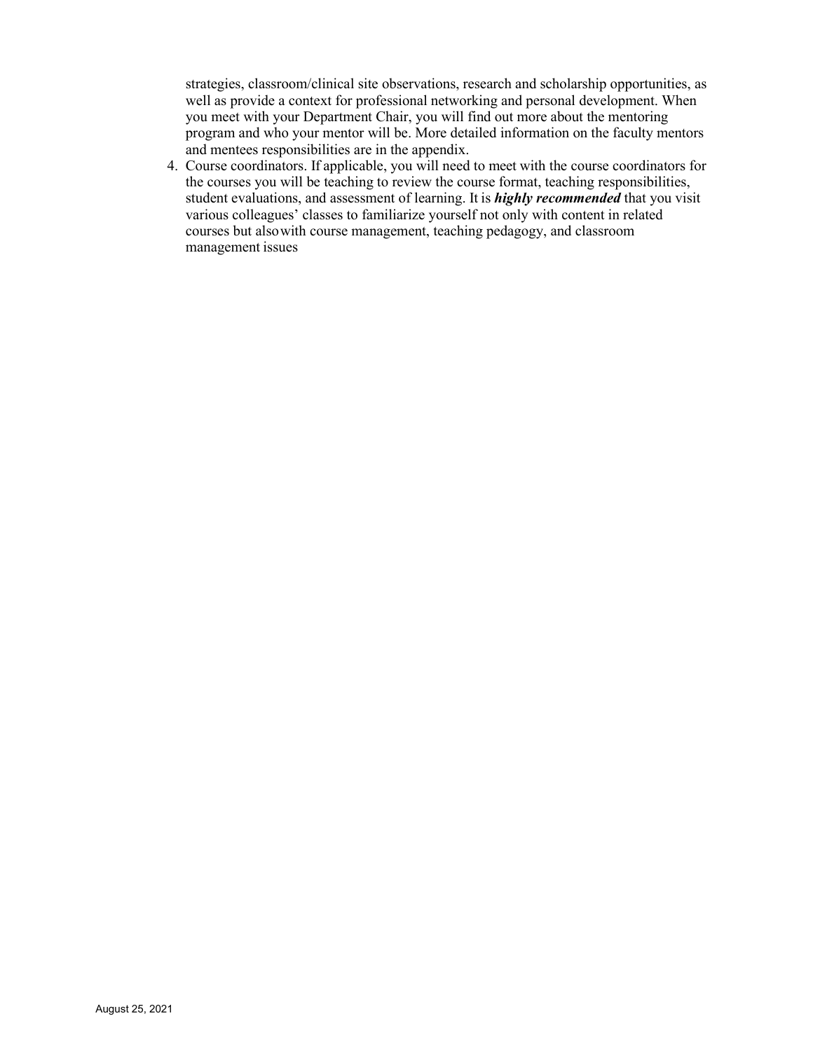strategies, classroom/clinical site observations, research and scholarship opportunities, as well as provide a context for professional networking and personal development. When you meet with your Department Chair, you will find out more about the mentoring program and who your mentor will be. More detailed information on the faculty mentors and mentees responsibilities are in the appendix.

4. Course coordinators. If applicable, you will need to meet with the course coordinators for the courses you will be teaching to review the course format, teaching responsibilities, student evaluations, and assessment of learning. It is ***highly recommended*** that you visit various colleagues' classes to familiarize yourself not only with content in related courses but also with course management, teaching pedagogy, and classroom management issues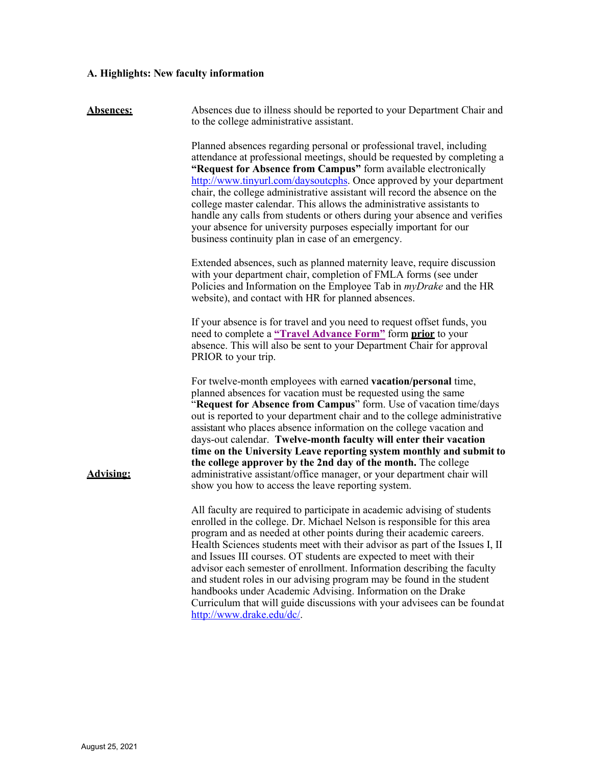### A. Highlights: New faculty information

**Absences:**

Absences due to illness should be reported to your Department Chair and to the college administrative assistant.

Planned absences regarding personal or professional travel, including attendance at professional meetings, should be requested by completing a **"Request for Absence from Campus"** form available electronically http://www.tinyurl.com/daysoutcphs. Once approved by your department chair, the college administrative assistant will record the absence on the college master calendar. This allows the administrative assistants to handle any calls from students or others during your absence and verifies your absence for university purposes especially important for our business continuity plan in case of an emergency.

Extended absences, such as planned maternity leave, require discussion with your department chair, completion of FMLA forms (see under Policies and Information on the Employee Tab in *myDrake* and the HR website), and contact with HR for planned absences.

If your absence is for travel and you need to request offset funds, you need to complete a **"Travel Advance Form"** form **prior** to your absence. This will also be sent to your Department Chair for approval PRIOR to your trip.

For twelve-month employees with earned **vacation/personal** time, planned absences for vacation must be requested using the same "**Request for Absence from Campus**" form. Use of vacation time/days out is reported to your department chair and to the college administrative assistant who places absence information on the college vacation and days-out calendar. **Twelve-month faculty will enter their vacation time on the University Leave reporting system monthly and submit to the college approver by the 2nd day of the month.** The college administrative assistant/office manager, or your department chair will show you how to access the leave reporting system.

**Advising:**

All faculty are required to participate in academic advising of students enrolled in the college. Dr. Michael Nelson is responsible for this area program and as needed at other points during their academic careers. Health Sciences students meet with their advisor as part of the Issues I, II and Issues III courses. OT students are expected to meet with their advisor each semester of enrollment. Information describing the faculty and student roles in our advising program may be found in the student handbooks under Academic Advising. Information on the Drake Curriculum that will guide discussions with your advisees can be found at http://www.drake.edu/dc/.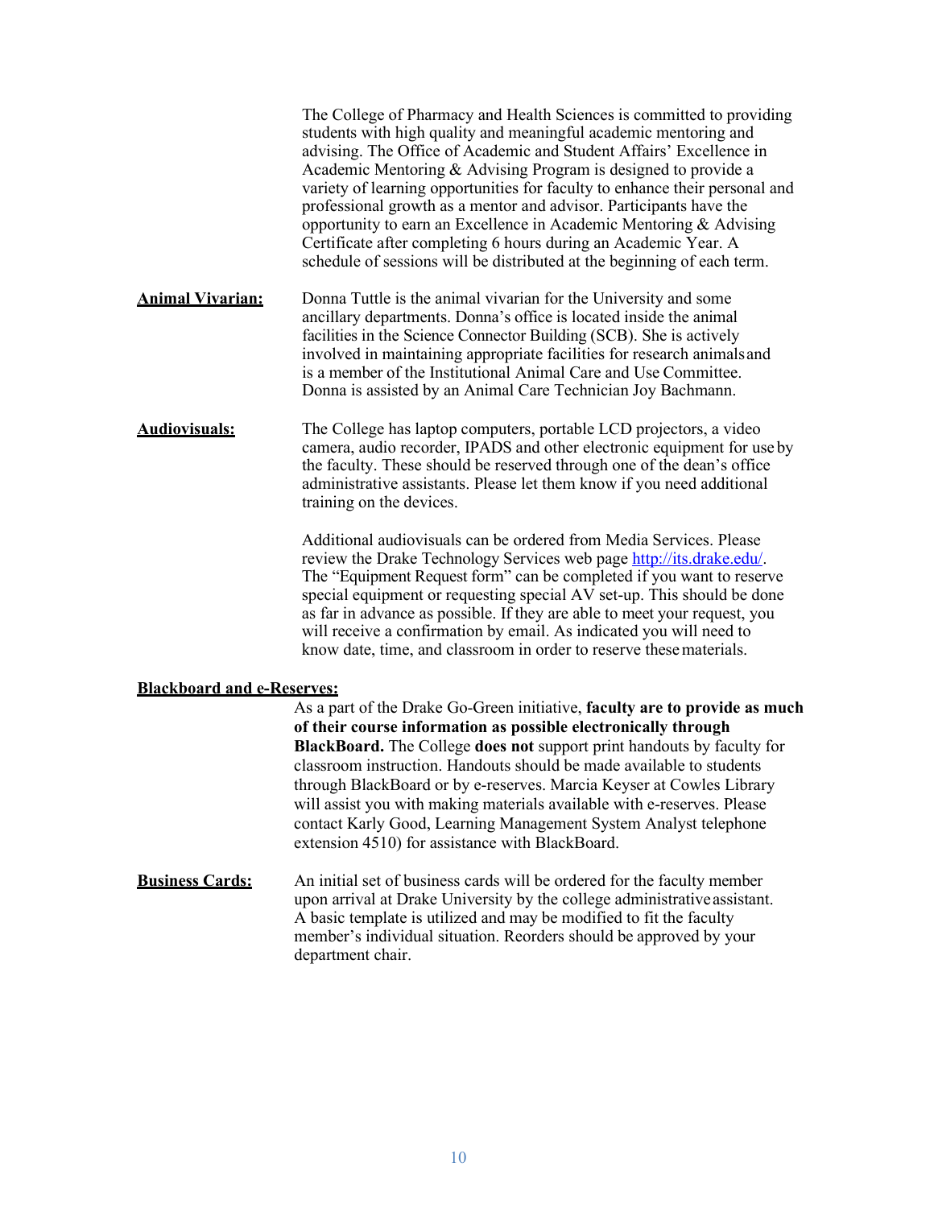The College of Pharmacy and Health Sciences is committed to providing students with high quality and meaningful academic mentoring and advising. The Office of Academic and Student Affairs' Excellence in Academic Mentoring & Advising Program is designed to provide a variety of learning opportunities for faculty to enhance their personal and professional growth as a mentor and advisor. Participants have the opportunity to earn an Excellence in Academic Mentoring & Advising Certificate after completing 6 hours during an Academic Year. A schedule of sessions will be distributed at the beginning of each term.

**Animal Vivarian:** Donna Tuttle is the animal vivarian for the University and some ancillary departments. Donna's office is located inside the animal facilities in the Science Connector Building (SCB). She is actively involved in maintaining appropriate facilities for research animals and is a member of the Institutional Animal Care and Use Committee. Donna is assisted by an Animal Care Technician Joy Bachmann.

**Audiovisuals:** The College has laptop computers, portable LCD projectors, a video camera, audio recorder, IPADS and other electronic equipment for use by the faculty. These should be reserved through one of the dean's office administrative assistants. Please let them know if you need additional training on the devices.

Additional audiovisuals can be ordered from Media Services. Please review the Drake Technology Services web page [http://its.drake.edu/](http://its.drake.edu/). The "Equipment Request form" can be completed if you want to reserve special equipment or requesting special AV set-up. This should be done as far in advance as possible. If they are able to meet your request, you will receive a confirmation by email. As indicated you will need to know date, time, and classroom in order to reserve these materials.

**Blackboard and e-Reserves:**

As a part of the Drake Go-Green initiative, **faculty are to provide as much of their course information as possible electronically through BlackBoard.** The College **does not** support print handouts by faculty for classroom instruction. Handouts should be made available to students through BlackBoard or by e-reserves. Marcia Keyser at Cowles Library will assist you with making materials available with e-reserves. Please contact Karly Good, Learning Management System Analyst telephone extension 4510) for assistance with BlackBoard.

**Business Cards:** An initial set of business cards will be ordered for the faculty member upon arrival at Drake University by the college administrative assistant. A basic template is utilized and may be modified to fit the faculty member's individual situation. Reorders should be approved by your department chair.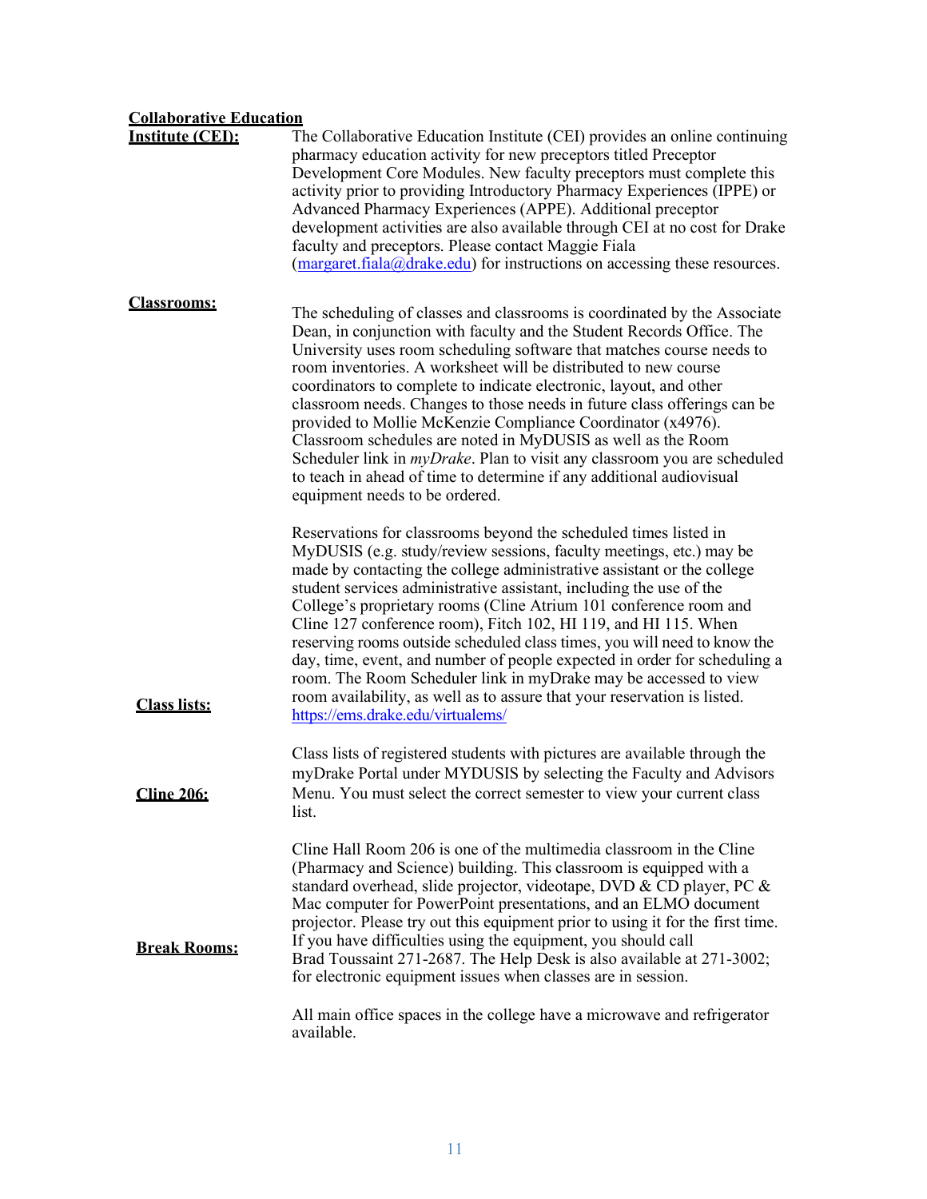**Collaborative Education Institute (CEI):**

The Collaborative Education Institute (CEI) provides an online continuing pharmacy education activity for new preceptors titled Preceptor Development Core Modules. New faculty preceptors must complete this activity prior to providing Introductory Pharmacy Experiences (IPPE) or Advanced Pharmacy Experiences (APPE). Additional preceptor development activities are also available through CEI at no cost for Drake faculty and preceptors. Please contact Maggie Fiala (margaret.fiala@drake.edu) for instructions on accessing these resources.

**Classrooms:**

The scheduling of classes and classrooms is coordinated by the Associate Dean, in conjunction with faculty and the Student Records Office. The University uses room scheduling software that matches course needs to room inventories. A worksheet will be distributed to new course coordinators to complete to indicate electronic, layout, and other classroom needs. Changes to those needs in future class offerings can be provided to Mollie McKenzie Compliance Coordinator (x4976). Classroom schedules are noted in MyDUSIS as well as the Room Scheduler link in *myDrake*. Plan to visit any classroom you are scheduled to teach in ahead of time to determine if any additional audiovisual equipment needs to be ordered.

Reservations for classrooms beyond the scheduled times listed in MyDUSIS (e.g. study/review sessions, faculty meetings, etc.) may be made by contacting the college administrative assistant or the college student services administrative assistant, including the use of the College's proprietary rooms (Cline Atrium 101 conference room and Cline 127 conference room), Fitch 102, HI 119, and HI 115. When reserving rooms outside scheduled class times, you will need to know the day, time, event, and number of people expected in order for scheduling a room. The Room Scheduler link in myDrake may be accessed to view room availability, as well as to assure that your reservation is listed. https://ems.drake.edu/virtualems/

**Class lists:**

Class lists of registered students with pictures are available through the myDrake Portal under MYDUSIS by selecting the Faculty and Advisors Menu. You must select the correct semester to view your current class list.

**Cline 206:**

Cline Hall Room 206 is one of the multimedia classroom in the Cline (Pharmacy and Science) building. This classroom is equipped with a standard overhead, slide projector, videotape, DVD & CD player, PC & Mac computer for PowerPoint presentations, and an ELMO document projector. Please try out this equipment prior to using it for the first time. If you have difficulties using the equipment, you should call Brad Toussaint 271-2687. The Help Desk is also available at 271-3002; for electronic equipment issues when classes are in session.

**Break Rooms:**

All main office spaces in the college have a microwave and refrigerator available.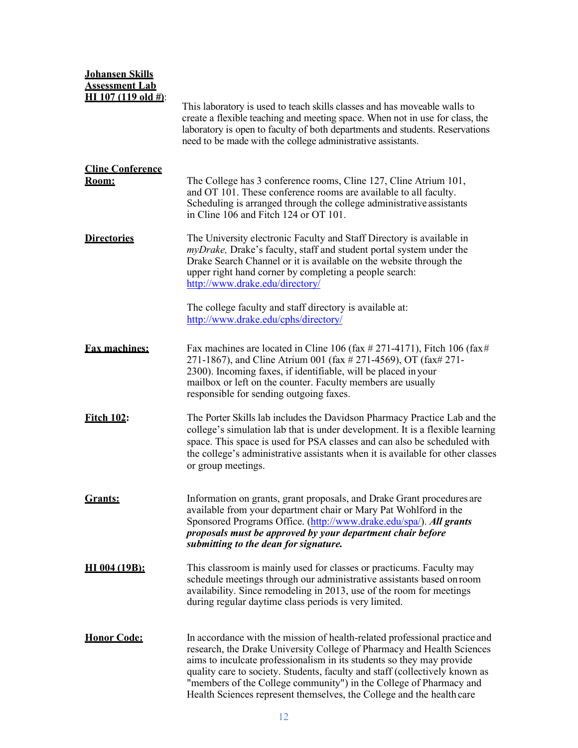**Johansen Skills Assessment Lab HI 107 (119 old #)**:

This laboratory is used to teach skills classes and has moveable walls to create a flexible teaching and meeting space. When not in use for class, the laboratory is open to faculty of both departments and students. Reservations need to be made with the college administrative assistants.

**Cline Conference Room:**

The College has 3 conference rooms, Cline 127, Cline Atrium 101, and OT 101. These conference rooms are available to all faculty. Scheduling is arranged through the college administrative assistants in Cline 106 and Fitch 124 or OT 101.

**Directories**

The University electronic Faculty and Staff Directory is available in *myDrake,* Drake's faculty, staff and student portal system under the Drake Search Channel or it is available on the website through the upper right hand corner by completing a people search: http://www.drake.edu/directory/

The college faculty and staff directory is available at: http://www.drake.edu/cphs/directory/

**Fax machines:**

Fax machines are located in Cline 106 (fax # 271-4171), Fitch 106 (fax# 271-1867), and Cline Atrium 001 (fax # 271-4569), OT (fax# 271-2300). Incoming faxes, if identifiable, will be placed in your mailbox or left on the counter. Faculty members are usually responsible for sending outgoing faxes.

**Fitch 102:**

The Porter Skills lab includes the Davidson Pharmacy Practice Lab and the college's simulation lab that is under development. It is a flexible learning space. This space is used for PSA classes and can also be scheduled with the college's administrative assistants when it is available for other classes or group meetings.

**Grants:**

Information on grants, grant proposals, and Drake Grant procedures are available from your department chair or Mary Pat Wohlford in the Sponsored Programs Office. (http://www.drake.edu/spa/). ***All grants proposals must be approved by your department chair before submitting to the dean for signature.***

**HI 004 (19B):**

This classroom is mainly used for classes or practicums. Faculty may schedule meetings through our administrative assistants based on room availability. Since remodeling in 2013, use of the room for meetings during regular daytime class periods is very limited.

**Honor Code:**

In accordance with the mission of health-related professional practice and research, the Drake University College of Pharmacy and Health Sciences aims to inculcate professionalism in its students so they may provide quality care to society. Students, faculty and staff (collectively known as "members of the College community") in the College of Pharmacy and Health Sciences represent themselves, the College and the health care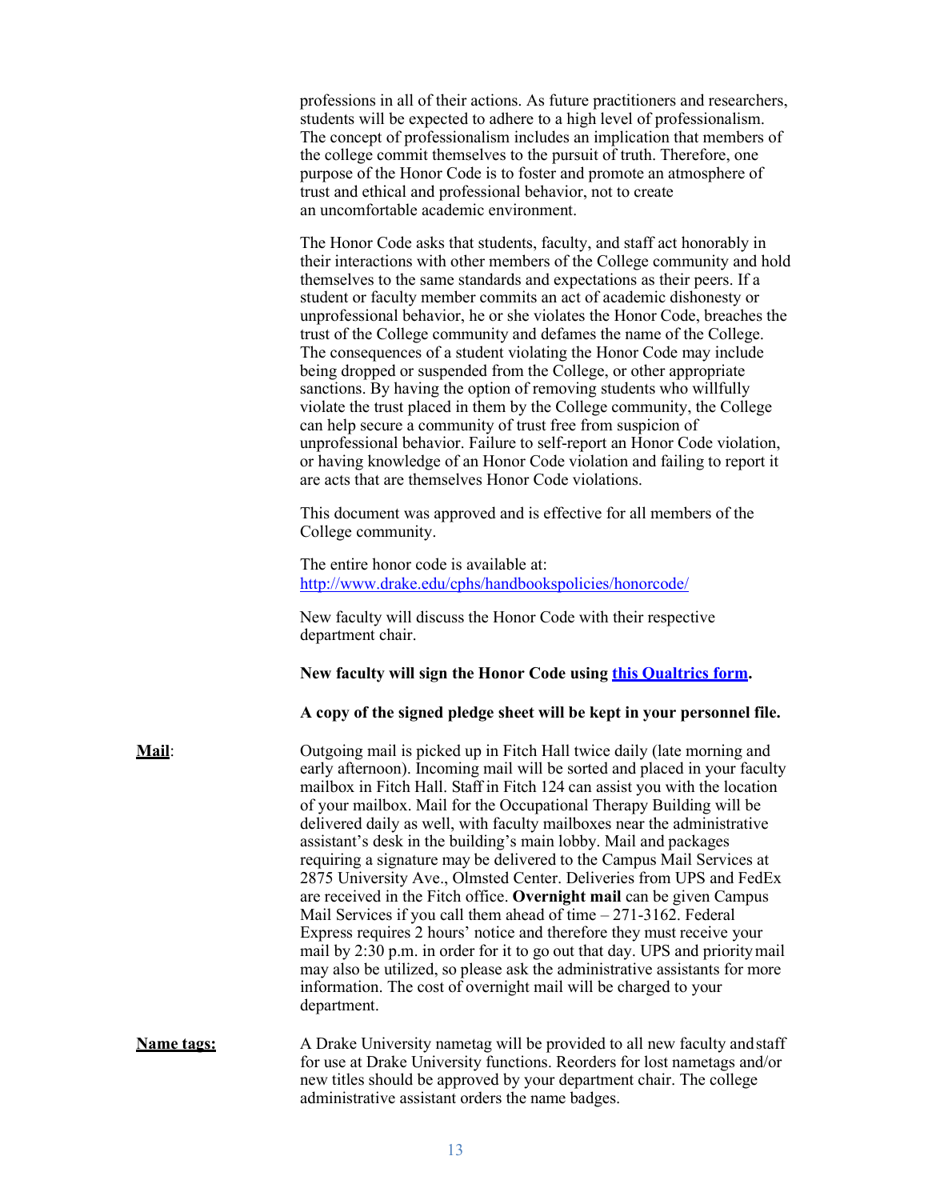professions in all of their actions. As future practitioners and researchers, students will be expected to adhere to a high level of professionalism. The concept of professionalism includes an implication that members of the college commit themselves to the pursuit of truth. Therefore, one purpose of the Honor Code is to foster and promote an atmosphere of trust and ethical and professional behavior, not to create an uncomfortable academic environment.

The Honor Code asks that students, faculty, and staff act honorably in their interactions with other members of the College community and hold themselves to the same standards and expectations as their peers. If a student or faculty member commits an act of academic dishonesty or unprofessional behavior, he or she violates the Honor Code, breaches the trust of the College community and defames the name of the College. The consequences of a student violating the Honor Code may include being dropped or suspended from the College, or other appropriate sanctions. By having the option of removing students who willfully violate the trust placed in them by the College community, the College can help secure a community of trust free from suspicion of unprofessional behavior. Failure to self-report an Honor Code violation, or having knowledge of an Honor Code violation and failing to report it are acts that are themselves Honor Code violations.

This document was approved and is effective for all members of the College community.

The entire honor code is available at:
http://www.drake.edu/cphs/handbookspolicies/honorcode/

New faculty will discuss the Honor Code with their respective department chair.

**New faculty will sign the Honor Code using this Qualtrics form.**

**A copy of the signed pledge sheet will be kept in your personnel file.**

**Mail**: Outgoing mail is picked up in Fitch Hall twice daily (late morning and early afternoon). Incoming mail will be sorted and placed in your faculty mailbox in Fitch Hall. Staff in Fitch 124 can assist you with the location of your mailbox. Mail for the Occupational Therapy Building will be delivered daily as well, with faculty mailboxes near the administrative assistant's desk in the building's main lobby. Mail and packages requiring a signature may be delivered to the Campus Mail Services at 2875 University Ave., Olmsted Center. Deliveries from UPS and FedEx are received in the Fitch office. **Overnight mail** can be given Campus Mail Services if you call them ahead of time – 271-3162. Federal Express requires 2 hours' notice and therefore they must receive your mail by 2:30 p.m. in order for it to go out that day. UPS and priority mail may also be utilized, so please ask the administrative assistants for more information. The cost of overnight mail will be charged to your department.

**Name tags:** A Drake University nametag will be provided to all new faculty and staff for use at Drake University functions. Reorders for lost nametags and/or new titles should be approved by your department chair. The college administrative assistant orders the name badges.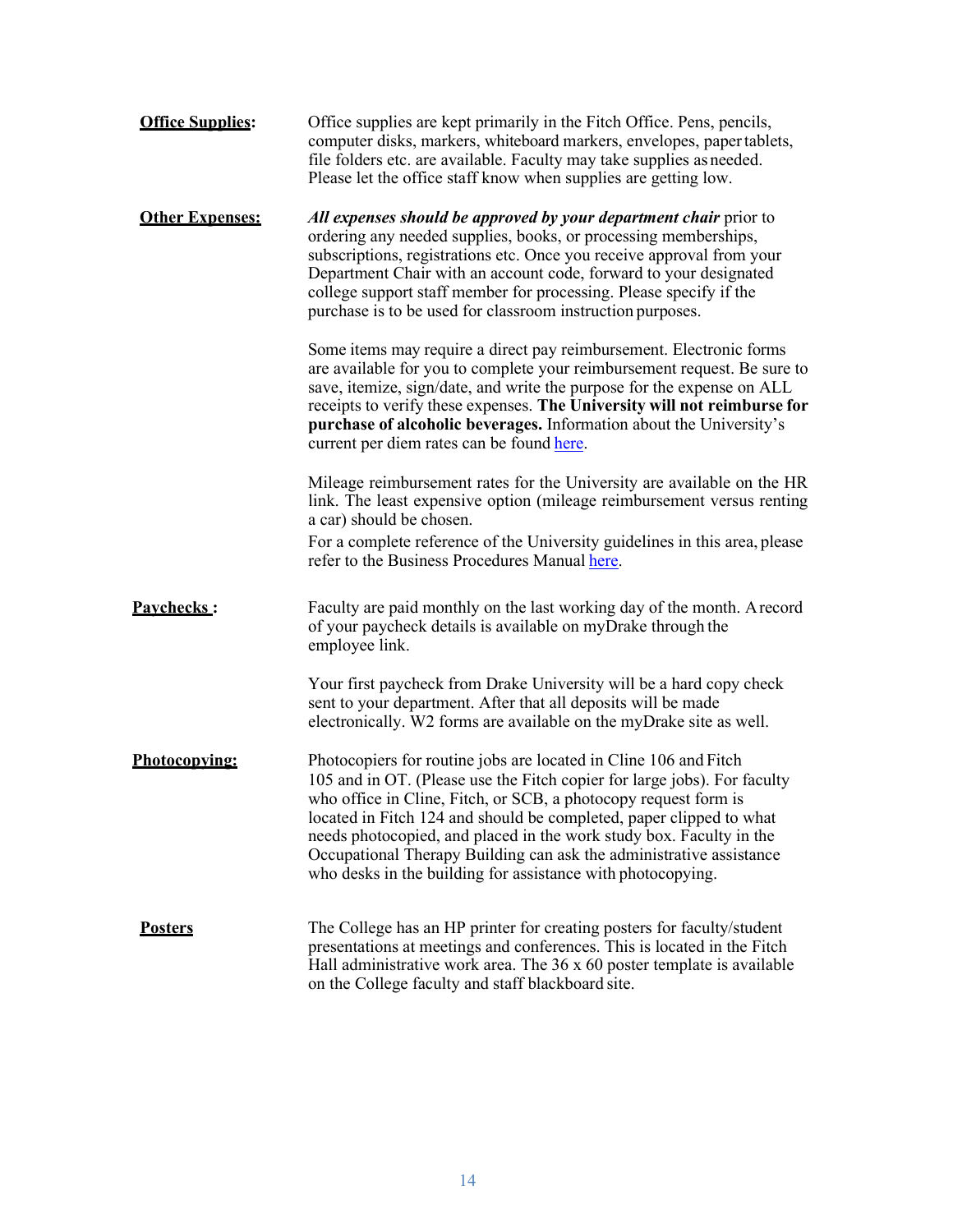**Office Supplies:** Office supplies are kept primarily in the Fitch Office. Pens, pencils, computer disks, markers, whiteboard markers, envelopes, paper tablets, file folders etc. are available. Faculty may take supplies as needed. Please let the office staff know when supplies are getting low.

**Other Expenses:** ***All expenses should be approved by your department chair*** prior to ordering any needed supplies, books, or processing memberships, subscriptions, registrations etc. Once you receive approval from your Department Chair with an account code, forward to your designated college support staff member for processing. Please specify if the purchase is to be used for classroom instruction purposes.

Some items may require a direct pay reimbursement. Electronic forms are available for you to complete your reimbursement request. Be sure to save, itemize, sign/date, and write the purpose for the expense on ALL receipts to verify these expenses. **The University will not reimburse for purchase of alcoholic beverages.** Information about the University's current per diem rates can be found here.

Mileage reimbursement rates for the University are available on the HR link. The least expensive option (mileage reimbursement versus renting a car) should be chosen.

For a complete reference of the University guidelines in this area, please refer to the Business Procedures Manual here.

**Paychecks :** Faculty are paid monthly on the last working day of the month. A record of your paycheck details is available on myDrake through the employee link.

Your first paycheck from Drake University will be a hard copy check sent to your department. After that all deposits will be made electronically. W2 forms are available on the myDrake site as well.

**Photocopying:** Photocopiers for routine jobs are located in Cline 106 and Fitch 105 and in OT. (Please use the Fitch copier for large jobs). For faculty who office in Cline, Fitch, or SCB, a photocopy request form is located in Fitch 124 and should be completed, paper clipped to what needs photocopied, and placed in the work study box. Faculty in the Occupational Therapy Building can ask the administrative assistance who desks in the building for assistance with photocopying.

**Posters** The College has an HP printer for creating posters for faculty/student presentations at meetings and conferences. This is located in the Fitch Hall administrative work area. The 36 x 60 poster template is available on the College faculty and staff blackboard site.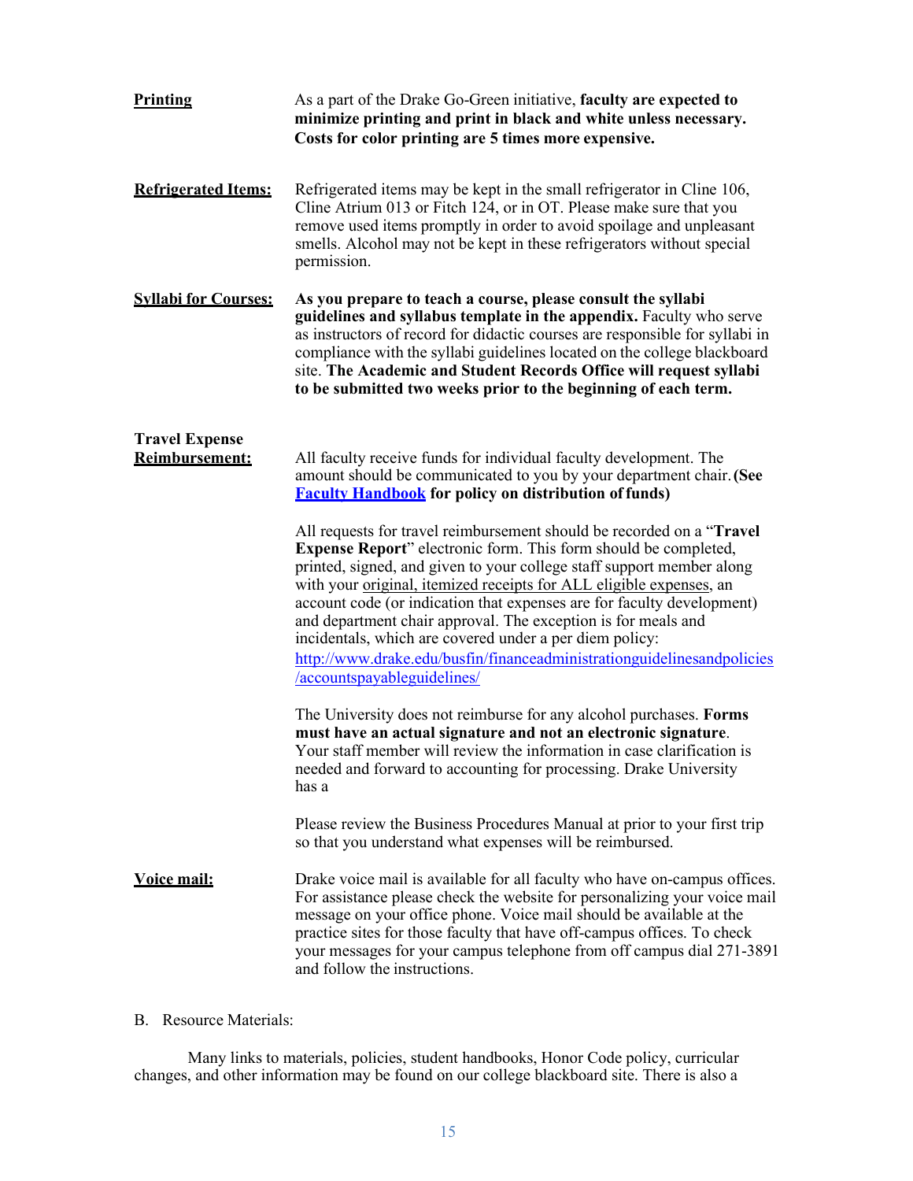**Printing**

As a part of the Drake Go-Green initiative, **faculty are expected to minimize printing and print in black and white unless necessary. Costs for color printing are 5 times more expensive.**

**Refrigerated Items:**

Refrigerated items may be kept in the small refrigerator in Cline 106, Cline Atrium 013 or Fitch 124, or in OT. Please make sure that you remove used items promptly in order to avoid spoilage and unpleasant smells. Alcohol may not be kept in these refrigerators without special permission.

**Syllabi for Courses:**

**As you prepare to teach a course, please consult the syllabi guidelines and syllabus template in the appendix.** Faculty who serve as instructors of record for didactic courses are responsible for syllabi in compliance with the syllabi guidelines located on the college blackboard site. **The Academic and Student Records Office will request syllabi to be submitted two weeks prior to the beginning of each term.**

**Travel Expense Reimbursement:**

All faculty receive funds for individual faculty development. The amount should be communicated to you by your department chair. **(See [Faculty Handbook](#) for policy on distribution of funds)**

All requests for travel reimbursement should be recorded on a "**Travel Expense Report**" electronic form. This form should be completed, printed, signed, and given to your college staff support member along with your original, itemized receipts for ALL eligible expenses, an account code (or indication that expenses are for faculty development) and department chair approval. The exception is for meals and incidentals, which are covered under a per diem policy: http://www.drake.edu/busfin/financeadministrationguidelinesandpolicies/accountspayableguidelines/

The University does not reimburse for any alcohol purchases. **Forms must have an actual signature and not an electronic signature**. Your staff member will review the information in case clarification is needed and forward to accounting for processing. Drake University has a

Please review the Business Procedures Manual at prior to your first trip so that you understand what expenses will be reimbursed.

**Voice mail:**

Drake voice mail is available for all faculty who have on-campus offices. For assistance please check the website for personalizing your voice mail message on your office phone. Voice mail should be available at the practice sites for those faculty that have off-campus offices. To check your messages for your campus telephone from off campus dial 271-3891 and follow the instructions.

B. Resource Materials:

Many links to materials, policies, student handbooks, Honor Code policy, curricular changes, and other information may be found on our college blackboard site. There is also a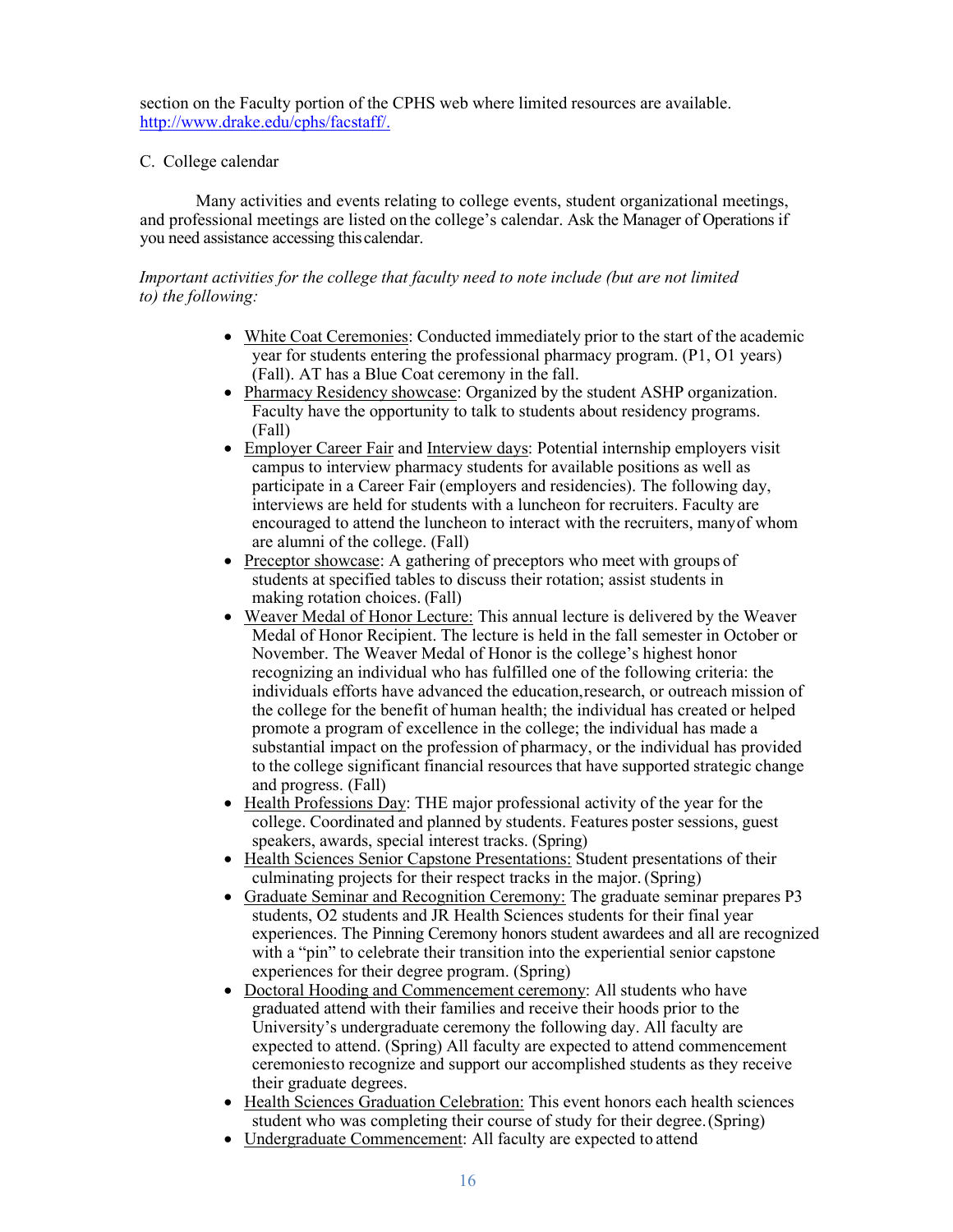section on the Faculty portion of the CPHS web where limited resources are available. http://www.drake.edu/cphs/facstaff/.

C. College calendar

Many activities and events relating to college events, student organizational meetings, and professional meetings are listed on the college's calendar. Ask the Manager of Operations if you need assistance accessing this calendar.

*Important activities for the college that faculty need to note include (but are not limited to) the following:*

- White Coat Ceremonies: Conducted immediately prior to the start of the academic year for students entering the professional pharmacy program. (P1, O1 years) (Fall). AT has a Blue Coat ceremony in the fall.
- Pharmacy Residency showcase: Organized by the student ASHP organization. Faculty have the opportunity to talk to students about residency programs. (Fall)
- Employer Career Fair and Interview days: Potential internship employers visit campus to interview pharmacy students for available positions as well as participate in a Career Fair (employers and residencies). The following day, interviews are held for students with a luncheon for recruiters. Faculty are encouraged to attend the luncheon to interact with the recruiters, many of whom are alumni of the college. (Fall)
- Preceptor showcase: A gathering of preceptors who meet with groups of students at specified tables to discuss their rotation; assist students in making rotation choices. (Fall)
- Weaver Medal of Honor Lecture: This annual lecture is delivered by the Weaver Medal of Honor Recipient. The lecture is held in the fall semester in October or November. The Weaver Medal of Honor is the college's highest honor recognizing an individual who has fulfilled one of the following criteria: the individuals efforts have advanced the education, research, or outreach mission of the college for the benefit of human health; the individual has created or helped promote a program of excellence in the college; the individual has made a substantial impact on the profession of pharmacy, or the individual has provided to the college significant financial resources that have supported strategic change and progress. (Fall)
- Health Professions Day: THE major professional activity of the year for the college. Coordinated and planned by students. Features poster sessions, guest speakers, awards, special interest tracks. (Spring)
- Health Sciences Senior Capstone Presentations: Student presentations of their culminating projects for their respect tracks in the major. (Spring)
- Graduate Seminar and Recognition Ceremony: The graduate seminar prepares P3 students, O2 students and JR Health Sciences students for their final year experiences. The Pinning Ceremony honors student awardees and all are recognized with a "pin" to celebrate their transition into the experiential senior capstone experiences for their degree program. (Spring)
- Doctoral Hooding and Commencement ceremony: All students who have graduated attend with their families and receive their hoods prior to the University's undergraduate ceremony the following day. All faculty are expected to attend. (Spring) All faculty are expected to attend commencement ceremonies to recognize and support our accomplished students as they receive their graduate degrees.
- Health Sciences Graduation Celebration: This event honors each health sciences student who was completing their course of study for their degree. (Spring)
- Undergraduate Commencement: All faculty are expected to attend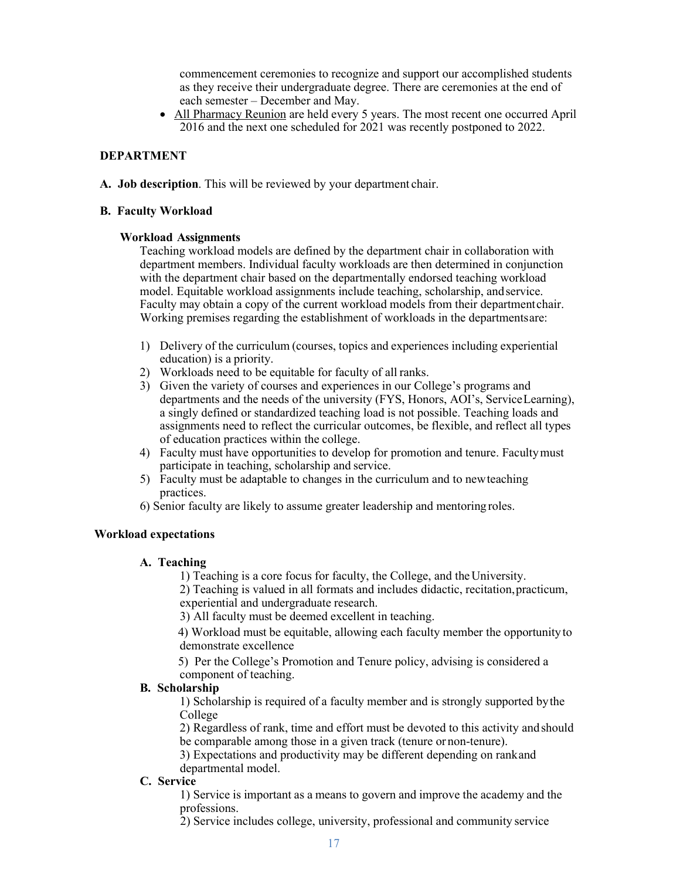commencement ceremonies to recognize and support our accomplished students as they receive their undergraduate degree. There are ceremonies at the end of each semester – December and May.

- All Pharmacy Reunion are held every 5 years. The most recent one occurred April 2016 and the next one scheduled for 2021 was recently postponed to 2022.

## DEPARTMENT

**A. Job description**. This will be reviewed by your department chair.

**B. Faculty Workload**

### Workload Assignments

Teaching workload models are defined by the department chair in collaboration with department members. Individual faculty workloads are then determined in conjunction with the department chair based on the departmentally endorsed teaching workload model. Equitable workload assignments include teaching, scholarship, and service. Faculty may obtain a copy of the current workload models from their department chair. Working premises regarding the establishment of workloads in the departments are:

1) Delivery of the curriculum (courses, topics and experiences including experiential education) is a priority.
2) Workloads need to be equitable for faculty of all ranks.
3) Given the variety of courses and experiences in our College's programs and departments and the needs of the university (FYS, Honors, AOI's, Service Learning), a singly defined or standardized teaching load is not possible. Teaching loads and assignments need to reflect the curricular outcomes, be flexible, and reflect all types of education practices within the college.
4) Faculty must have opportunities to develop for promotion and tenure. Faculty must participate in teaching, scholarship and service.
5) Faculty must be adaptable to changes in the curriculum and to new teaching practices.
6) Senior faculty are likely to assume greater leadership and mentoring roles.

### Workload expectations

**A. Teaching**

1) Teaching is a core focus for faculty, the College, and the University.
2) Teaching is valued in all formats and includes didactic, recitation, practicum, experiential and undergraduate research.
3) All faculty must be deemed excellent in teaching.
4) Workload must be equitable, allowing each faculty member the opportunity to demonstrate excellence
5) Per the College's Promotion and Tenure policy, advising is considered a component of teaching.

**B. Scholarship**

1) Scholarship is required of a faculty member and is strongly supported by the College
2) Regardless of rank, time and effort must be devoted to this activity and should be comparable among those in a given track (tenure or non-tenure).
3) Expectations and productivity may be different depending on rank and departmental model.

**C. Service**

1) Service is important as a means to govern and improve the academy and the professions.
2) Service includes college, university, professional and community service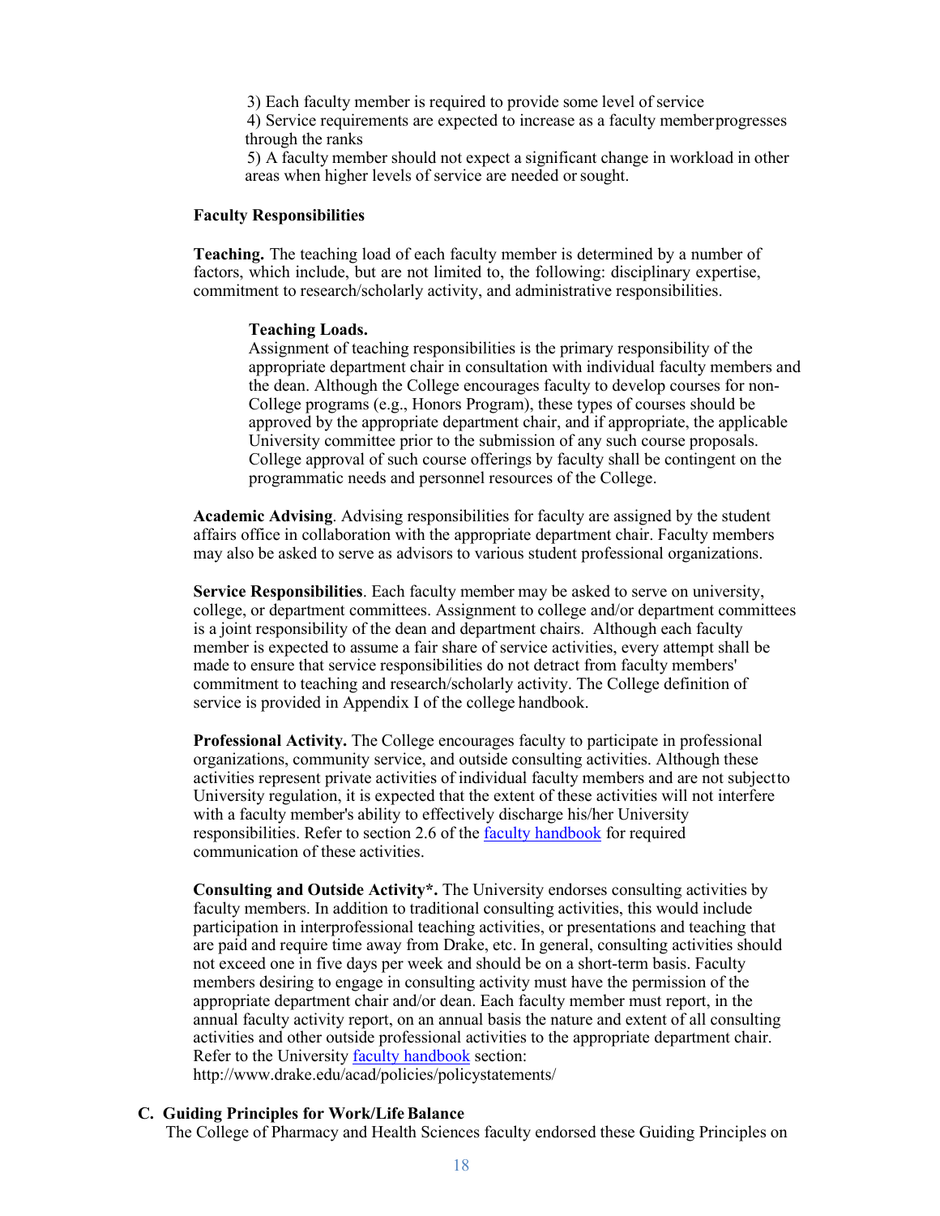3) Each faculty member is required to provide some level of service
4) Service requirements are expected to increase as a faculty member progresses through the ranks
5) A faculty member should not expect a significant change in workload in other areas when higher levels of service are needed or sought.

**Faculty Responsibilities**

**Teaching.** The teaching load of each faculty member is determined by a number of factors, which include, but are not limited to, the following: disciplinary expertise, commitment to research/scholarly activity, and administrative responsibilities.

**Teaching Loads.**
Assignment of teaching responsibilities is the primary responsibility of the appropriate department chair in consultation with individual faculty members and the dean. Although the College encourages faculty to develop courses for non-College programs (e.g., Honors Program), these types of courses should be approved by the appropriate department chair, and if appropriate, the applicable University committee prior to the submission of any such course proposals. College approval of such course offerings by faculty shall be contingent on the programmatic needs and personnel resources of the College.

**Academic Advising**. Advising responsibilities for faculty are assigned by the student affairs office in collaboration with the appropriate department chair. Faculty members may also be asked to serve as advisors to various student professional organizations.

**Service Responsibilities**. Each faculty member may be asked to serve on university, college, or department committees. Assignment to college and/or department committees is a joint responsibility of the dean and department chairs. Although each faculty member is expected to assume a fair share of service activities, every attempt shall be made to ensure that service responsibilities do not detract from faculty members' commitment to teaching and research/scholarly activity. The College definition of service is provided in Appendix I of the college handbook.

**Professional Activity.** The College encourages faculty to participate in professional organizations, community service, and outside consulting activities. Although these activities represent private activities of individual faculty members and are not subject to University regulation, it is expected that the extent of these activities will not interfere with a faculty member's ability to effectively discharge his/her University responsibilities. Refer to section 2.6 of the faculty handbook for required communication of these activities.

**Consulting and Outside Activity*.** The University endorses consulting activities by faculty members. In addition to traditional consulting activities, this would include participation in interprofessional teaching activities, or presentations and teaching that are paid and require time away from Drake, etc. In general, consulting activities should not exceed one in five days per week and should be on a short-term basis. Faculty members desiring to engage in consulting activity must have the permission of the appropriate department chair and/or dean. Each faculty member must report, in the annual faculty activity report, on an annual basis the nature and extent of all consulting activities and other outside professional activities to the appropriate department chair. Refer to the University faculty handbook section: http://www.drake.edu/acad/policies/policystatements/

## C. Guiding Principles for Work/Life Balance

The College of Pharmacy and Health Sciences faculty endorsed these Guiding Principles on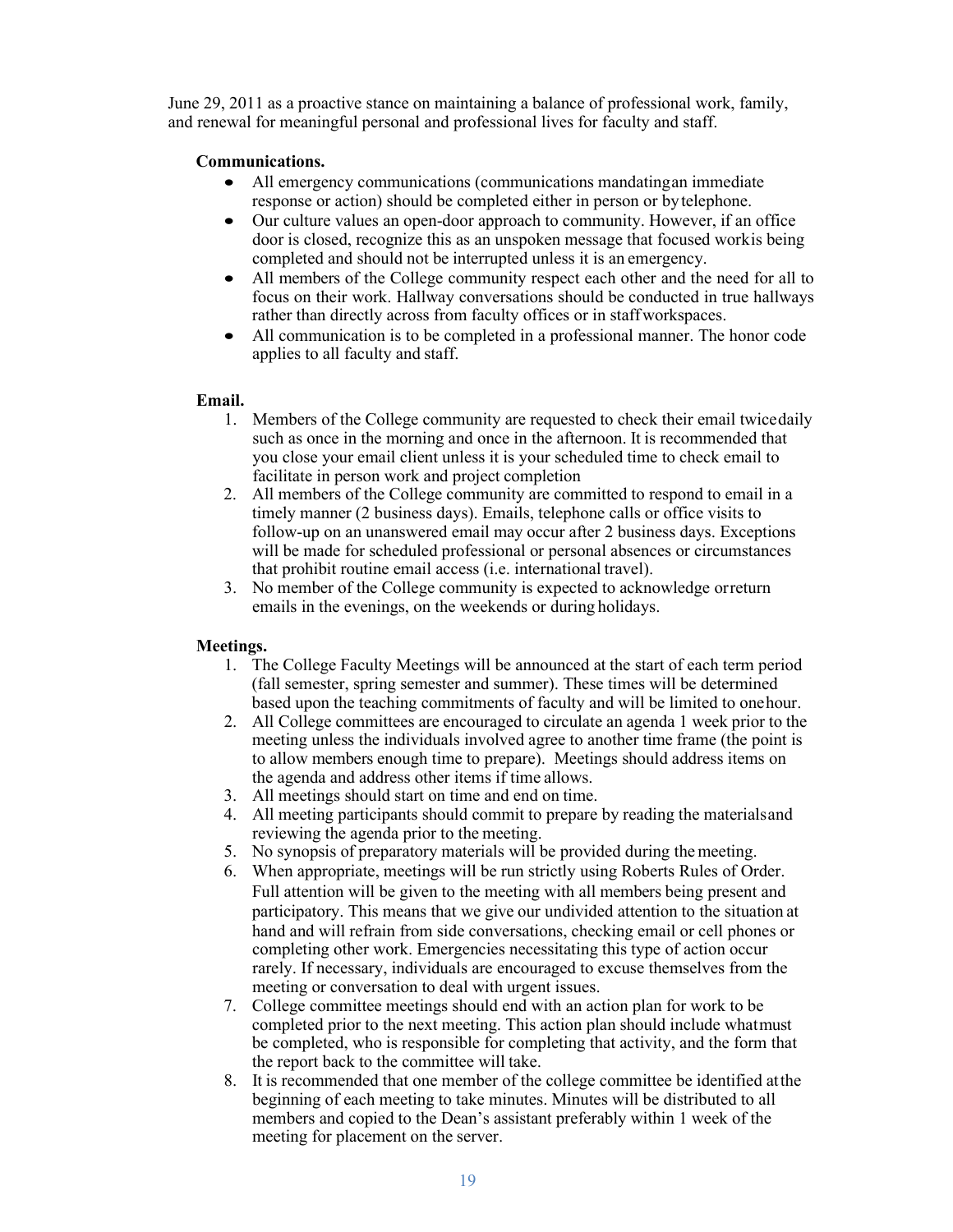June 29, 2011 as a proactive stance on maintaining a balance of professional work, family, and renewal for meaningful personal and professional lives for faculty and staff.

**Communications.**

- All emergency communications (communications mandating an immediate response or action) should be completed either in person or by telephone.
- Our culture values an open-door approach to community. However, if an office door is closed, recognize this as an unspoken message that focused work is being completed and should not be interrupted unless it is an emergency.
- All members of the College community respect each other and the need for all to focus on their work. Hallway conversations should be conducted in true hallways rather than directly across from faculty offices or in staff workspaces.
- All communication is to be completed in a professional manner. The honor code applies to all faculty and staff.

**Email.**

1. Members of the College community are requested to check their email twice daily such as once in the morning and once in the afternoon. It is recommended that you close your email client unless it is your scheduled time to check email to facilitate in person work and project completion
2. All members of the College community are committed to respond to email in a timely manner (2 business days). Emails, telephone calls or office visits to follow-up on an unanswered email may occur after 2 business days. Exceptions will be made for scheduled professional or personal absences or circumstances that prohibit routine email access (i.e. international travel).
3. No member of the College community is expected to acknowledge or return emails in the evenings, on the weekends or during holidays.

**Meetings.**

1. The College Faculty Meetings will be announced at the start of each term period (fall semester, spring semester and summer). These times will be determined based upon the teaching commitments of faculty and will be limited to one hour.
2. All College committees are encouraged to circulate an agenda 1 week prior to the meeting unless the individuals involved agree to another time frame (the point is to allow members enough time to prepare). Meetings should address items on the agenda and address other items if time allows.
3. All meetings should start on time and end on time.
4. All meeting participants should commit to prepare by reading the materials and reviewing the agenda prior to the meeting.
5. No synopsis of preparatory materials will be provided during the meeting.
6. When appropriate, meetings will be run strictly using Roberts Rules of Order. Full attention will be given to the meeting with all members being present and participatory. This means that we give our undivided attention to the situation at hand and will refrain from side conversations, checking email or cell phones or completing other work. Emergencies necessitating this type of action occur rarely. If necessary, individuals are encouraged to excuse themselves from the meeting or conversation to deal with urgent issues.
7. College committee meetings should end with an action plan for work to be completed prior to the next meeting. This action plan should include what must be completed, who is responsible for completing that activity, and the form that the report back to the committee will take.
8. It is recommended that one member of the college committee be identified at the beginning of each meeting to take minutes. Minutes will be distributed to all members and copied to the Dean's assistant preferably within 1 week of the meeting for placement on the server.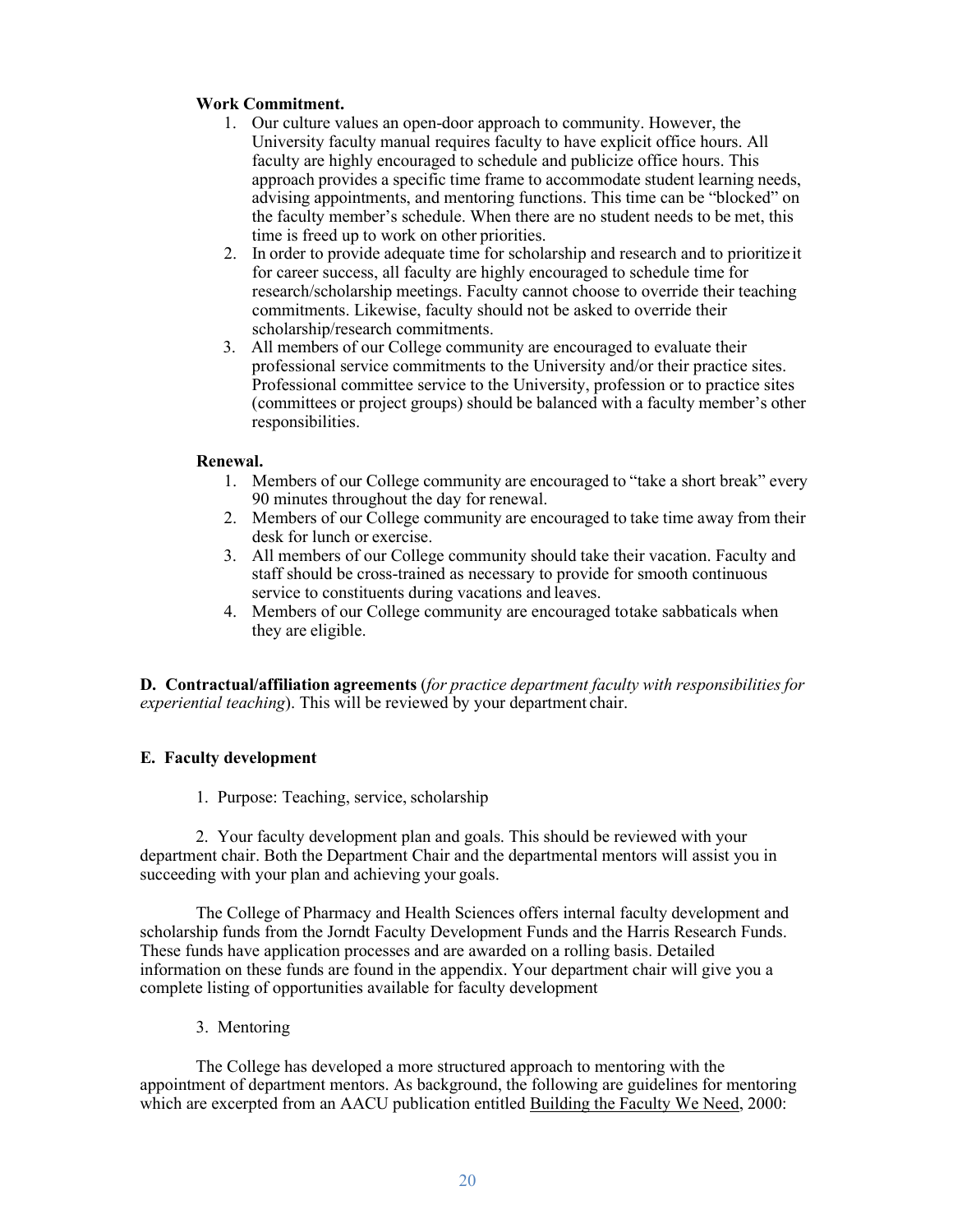**Work Commitment.**

1. Our culture values an open-door approach to community. However, the University faculty manual requires faculty to have explicit office hours. All faculty are highly encouraged to schedule and publicize office hours. This approach provides a specific time frame to accommodate student learning needs, advising appointments, and mentoring functions. This time can be "blocked" on the faculty member's schedule. When there are no student needs to be met, this time is freed up to work on other priorities.
2. In order to provide adequate time for scholarship and research and to prioritize it for career success, all faculty are highly encouraged to schedule time for research/scholarship meetings. Faculty cannot choose to override their teaching commitments. Likewise, faculty should not be asked to override their scholarship/research commitments.
3. All members of our College community are encouraged to evaluate their professional service commitments to the University and/or their practice sites. Professional committee service to the University, profession or to practice sites (committees or project groups) should be balanced with a faculty member's other responsibilities.

**Renewal.**

1. Members of our College community are encouraged to "take a short break" every 90 minutes throughout the day for renewal.
2. Members of our College community are encouraged to take time away from their desk for lunch or exercise.
3. All members of our College community should take their vacation. Faculty and staff should be cross-trained as necessary to provide for smooth continuous service to constituents during vacations and leaves.
4. Members of our College community are encouraged to take sabbaticals when they are eligible.

**D. Contractual/affiliation agreements** (*for practice department faculty with responsibilities for experiential teaching*). This will be reviewed by your department chair.

**E. Faculty development**

1. Purpose: Teaching, service, scholarship

2. Your faculty development plan and goals. This should be reviewed with your department chair. Both the Department Chair and the departmental mentors will assist you in succeeding with your plan and achieving your goals.

The College of Pharmacy and Health Sciences offers internal faculty development and scholarship funds from the Jorndt Faculty Development Funds and the Harris Research Funds. These funds have application processes and are awarded on a rolling basis. Detailed information on these funds are found in the appendix. Your department chair will give you a complete listing of opportunities available for faculty development

3. Mentoring

The College has developed a more structured approach to mentoring with the appointment of department mentors. As background, the following are guidelines for mentoring which are excerpted from an AACU publication entitled Building the Faculty We Need, 2000: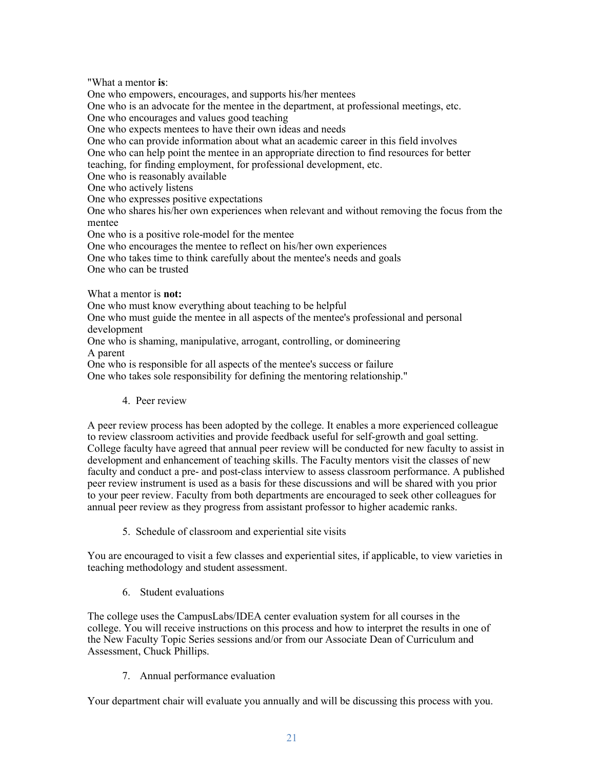"What a mentor **is**:

One who empowers, encourages, and supports his/her mentees
One who is an advocate for the mentee in the department, at professional meetings, etc.
One who encourages and values good teaching
One who expects mentees to have their own ideas and needs
One who can provide information about what an academic career in this field involves
One who can help point the mentee in an appropriate direction to find resources for better teaching, for finding employment, for professional development, etc.
One who is reasonably available
One who actively listens
One who expresses positive expectations
One who shares his/her own experiences when relevant and without removing the focus from the mentee
One who is a positive role-model for the mentee
One who encourages the mentee to reflect on his/her own experiences
One who takes time to think carefully about the mentee's needs and goals
One who can be trusted

What a mentor is **not:**

One who must know everything about teaching to be helpful
One who must guide the mentee in all aspects of the mentee's professional and personal development
One who is shaming, manipulative, arrogant, controlling, or domineering
A parent
One who is responsible for all aspects of the mentee's success or failure
One who takes sole responsibility for defining the mentoring relationship."

4. Peer review

A peer review process has been adopted by the college. It enables a more experienced colleague to review classroom activities and provide feedback useful for self-growth and goal setting. College faculty have agreed that annual peer review will be conducted for new faculty to assist in development and enhancement of teaching skills. The Faculty mentors visit the classes of new faculty and conduct a pre- and post-class interview to assess classroom performance. A published peer review instrument is used as a basis for these discussions and will be shared with you prior to your peer review. Faculty from both departments are encouraged to seek other colleagues for annual peer review as they progress from assistant professor to higher academic ranks.

5. Schedule of classroom and experiential site visits

You are encouraged to visit a few classes and experiential sites, if applicable, to view varieties in teaching methodology and student assessment.

6. Student evaluations

The college uses the CampusLabs/IDEA center evaluation system for all courses in the college. You will receive instructions on this process and how to interpret the results in one of the New Faculty Topic Series sessions and/or from our Associate Dean of Curriculum and Assessment, Chuck Phillips.

7. Annual performance evaluation

Your department chair will evaluate you annually and will be discussing this process with you.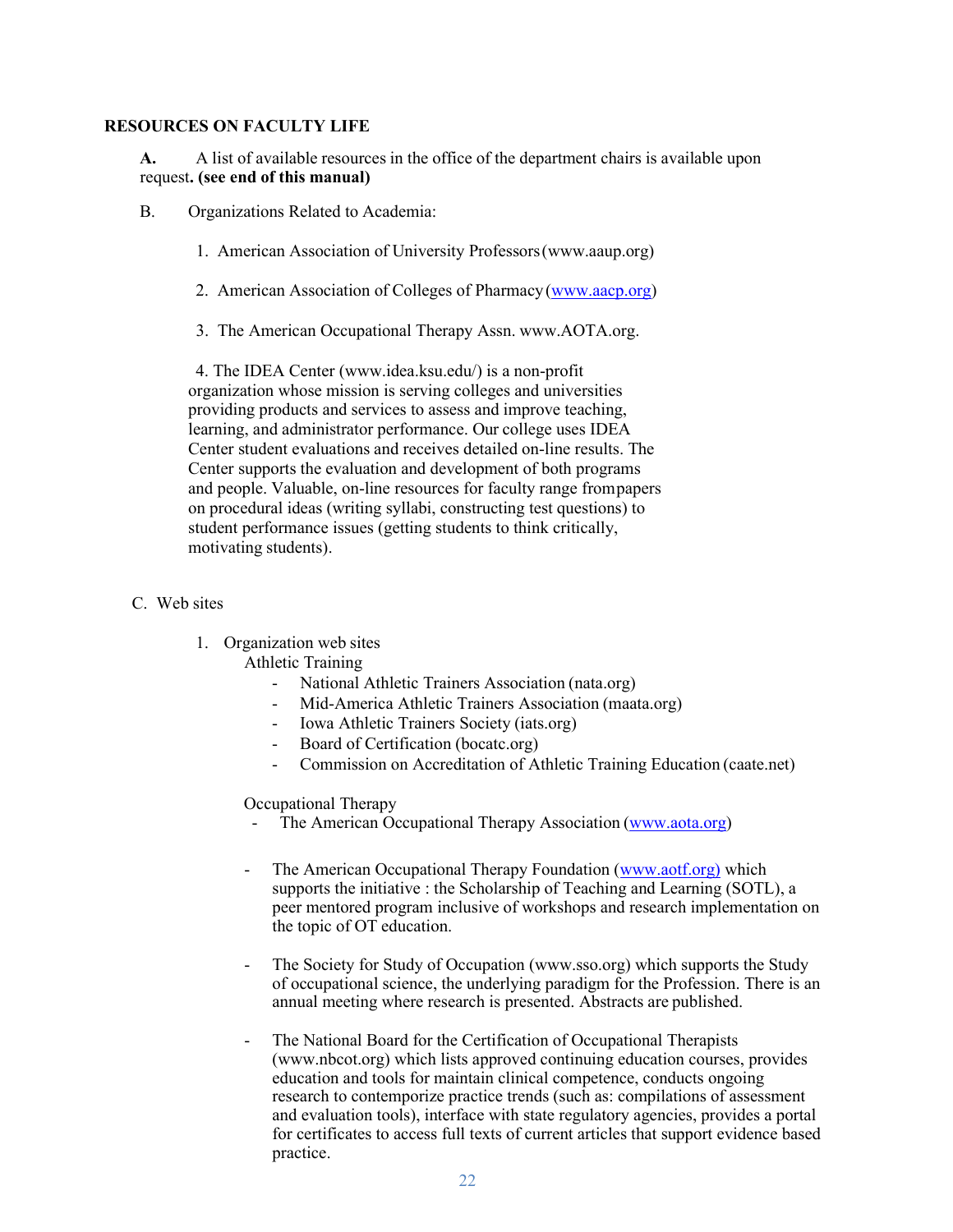## RESOURCES ON FACULTY LIFE

**A.** A list of available resources in the office of the department chairs is available upon request**. (see end of this manual)**

B. Organizations Related to Academia:

1. American Association of University Professors (www.aaup.org)

2. American Association of Colleges of Pharmacy (www.aacp.org)

3. The American Occupational Therapy Assn. www.AOTA.org.

4. The IDEA Center (www.idea.ksu.edu/) is a non-profit organization whose mission is serving colleges and universities providing products and services to assess and improve teaching, learning, and administrator performance. Our college uses IDEA Center student evaluations and receives detailed on-line results. The Center supports the evaluation and development of both programs and people. Valuable, on-line resources for faculty range from papers on procedural ideas (writing syllabi, constructing test questions) to student performance issues (getting students to think critically, motivating students).

C. Web sites

1. Organization web sites

   Athletic Training
   - National Athletic Trainers Association (nata.org)
   - Mid-America Athletic Trainers Association (maata.org)
   - Iowa Athletic Trainers Society (iats.org)
   - Board of Certification (bocatc.org)
   - Commission on Accreditation of Athletic Training Education (caate.net)

   Occupational Therapy
   - The American Occupational Therapy Association (www.aota.org)

   - The American Occupational Therapy Foundation (www.aotf.org) which supports the initiative : the Scholarship of Teaching and Learning (SOTL), a peer mentored program inclusive of workshops and research implementation on the topic of OT education.

   - The Society for Study of Occupation (www.sso.org) which supports the Study of occupational science, the underlying paradigm for the Profession. There is an annual meeting where research is presented. Abstracts are published.

   - The National Board for the Certification of Occupational Therapists (www.nbcot.org) which lists approved continuing education courses, provides education and tools for maintain clinical competence, conducts ongoing research to contemporize practice trends (such as: compilations of assessment and evaluation tools), interface with state regulatory agencies, provides a portal for certificates to access full texts of current articles that support evidence based practice.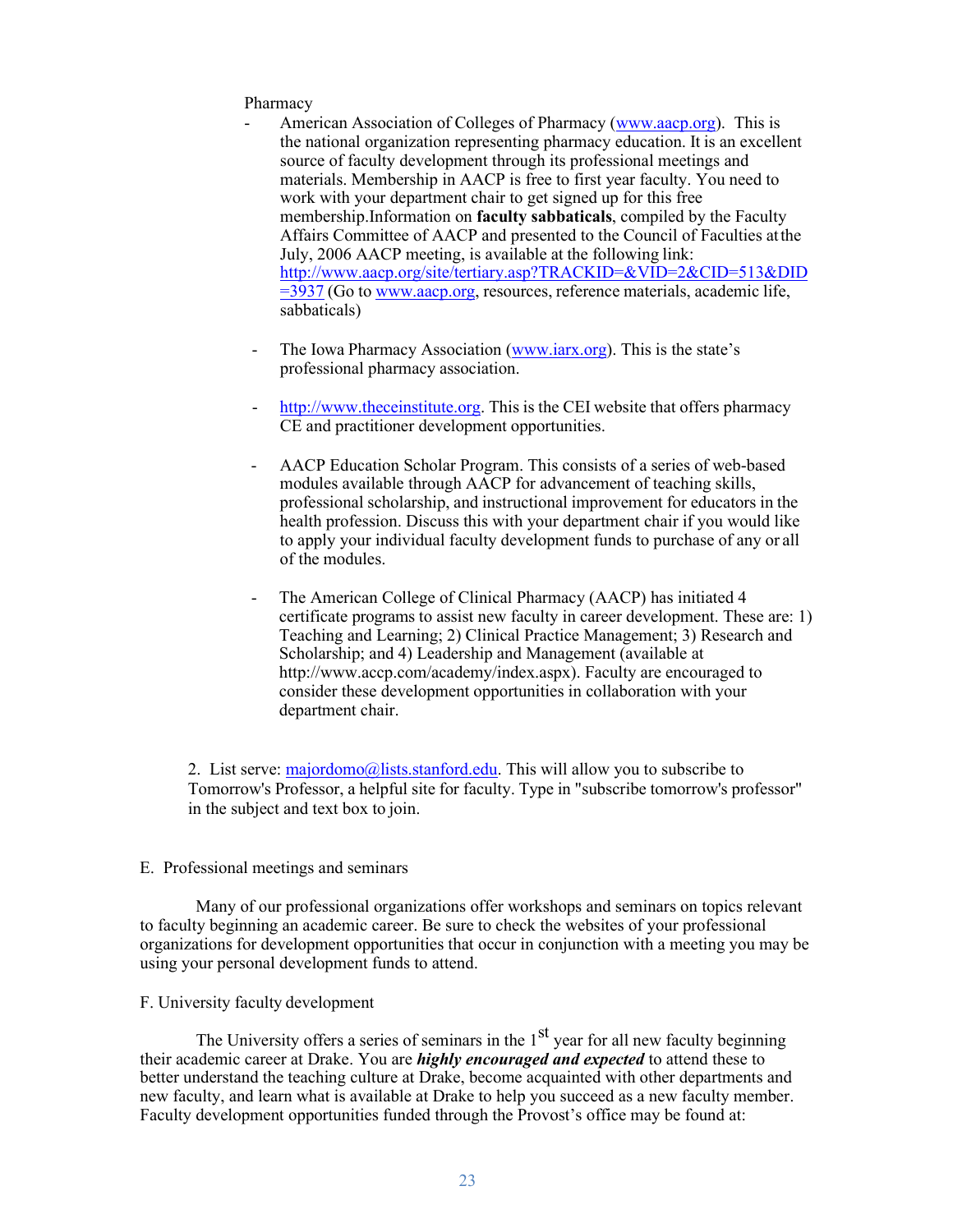Pharmacy

- American Association of Colleges of Pharmacy (www.aacp.org). This is the national organization representing pharmacy education. It is an excellent source of faculty development through its professional meetings and materials. Membership in AACP is free to first year faculty. You need to work with your department chair to get signed up for this free membership.Information on **faculty sabbaticals**, compiled by the Faculty Affairs Committee of AACP and presented to the Council of Faculties at the July, 2006 AACP meeting, is available at the following link: http://www.aacp.org/site/tertiary.asp?TRACKID=&VID=2&CID=513&DID=3937 (Go to www.aacp.org, resources, reference materials, academic life, sabbaticals)

- The Iowa Pharmacy Association (www.iarx.org). This is the state's professional pharmacy association.

- http://www.theceinstitute.org. This is the CEI website that offers pharmacy CE and practitioner development opportunities.

- AACP Education Scholar Program. This consists of a series of web-based modules available through AACP for advancement of teaching skills, professional scholarship, and instructional improvement for educators in the health profession. Discuss this with your department chair if you would like to apply your individual faculty development funds to purchase of any or all of the modules.

- The American College of Clinical Pharmacy (AACP) has initiated 4 certificate programs to assist new faculty in career development. These are: 1) Teaching and Learning; 2) Clinical Practice Management; 3) Research and Scholarship; and 4) Leadership and Management (available at http://www.accp.com/academy/index.aspx). Faculty are encouraged to consider these development opportunities in collaboration with your department chair.

2. List serve: majordomo@lists.stanford.edu. This will allow you to subscribe to Tomorrow's Professor, a helpful site for faculty. Type in "subscribe tomorrow's professor" in the subject and text box to join.

E. Professional meetings and seminars

Many of our professional organizations offer workshops and seminars on topics relevant to faculty beginning an academic career. Be sure to check the websites of your professional organizations for development opportunities that occur in conjunction with a meeting you may be using your personal development funds to attend.

F. University faculty development

The University offers a series of seminars in the 1st year for all new faculty beginning their academic career at Drake. You are ***highly encouraged and expected*** to attend these to better understand the teaching culture at Drake, become acquainted with other departments and new faculty, and learn what is available at Drake to help you succeed as a new faculty member. Faculty development opportunities funded through the Provost's office may be found at: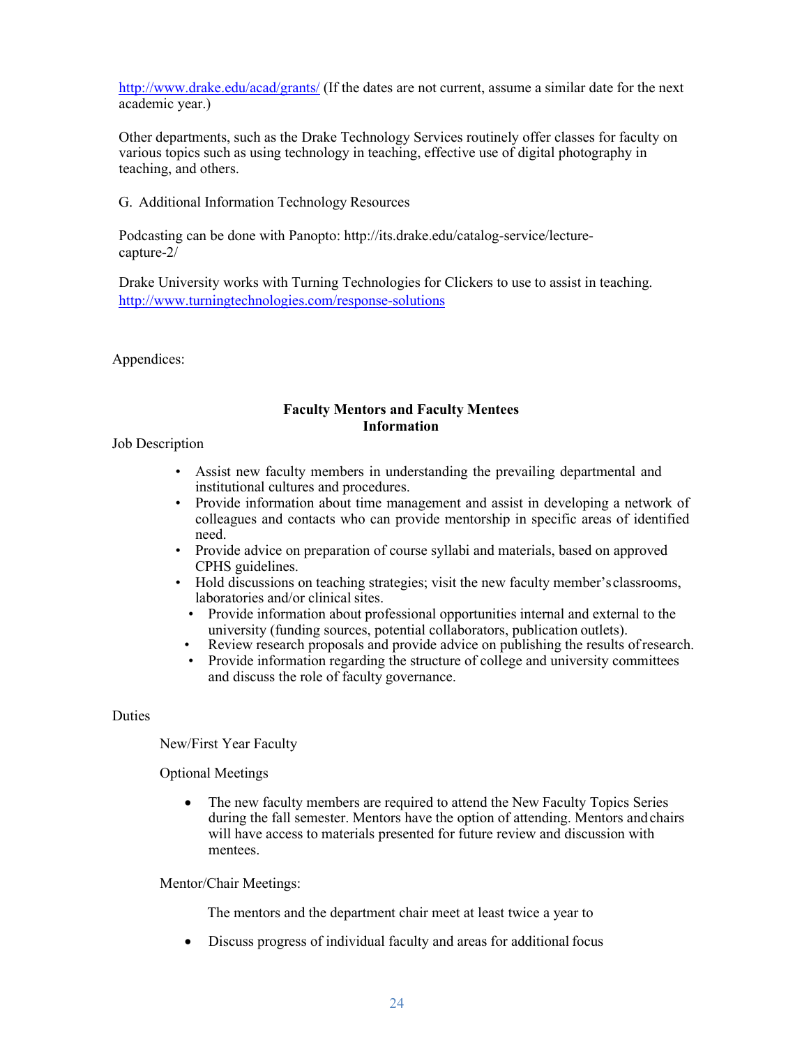http://www.drake.edu/acad/grants/ (If the dates are not current, assume a similar date for the next academic year.)

Other departments, such as the Drake Technology Services routinely offer classes for faculty on various topics such as using technology in teaching, effective use of digital photography in teaching, and others.

G. Additional Information Technology Resources

Podcasting can be done with Panopto: http://its.drake.edu/catalog-service/lecture-capture-2/

Drake University works with Turning Technologies for Clickers to use to assist in teaching. http://www.turningtechnologies.com/response-solutions

Appendices:

## Faculty Mentors and Faculty Mentees Information

Job Description

- Assist new faculty members in understanding the prevailing departmental and institutional cultures and procedures.
- Provide information about time management and assist in developing a network of colleagues and contacts who can provide mentorship in specific areas of identified need.
- Provide advice on preparation of course syllabi and materials, based on approved CPHS guidelines.
- Hold discussions on teaching strategies; visit the new faculty member's classrooms, laboratories and/or clinical sites.
- Provide information about professional opportunities internal and external to the university (funding sources, potential collaborators, publication outlets).
- Review research proposals and provide advice on publishing the results of research.
- Provide information regarding the structure of college and university committees and discuss the role of faculty governance.

Duties

New/First Year Faculty

Optional Meetings

- The new faculty members are required to attend the New Faculty Topics Series during the fall semester. Mentors have the option of attending. Mentors and chairs will have access to materials presented for future review and discussion with mentees.

Mentor/Chair Meetings:

The mentors and the department chair meet at least twice a year to

- Discuss progress of individual faculty and areas for additional focus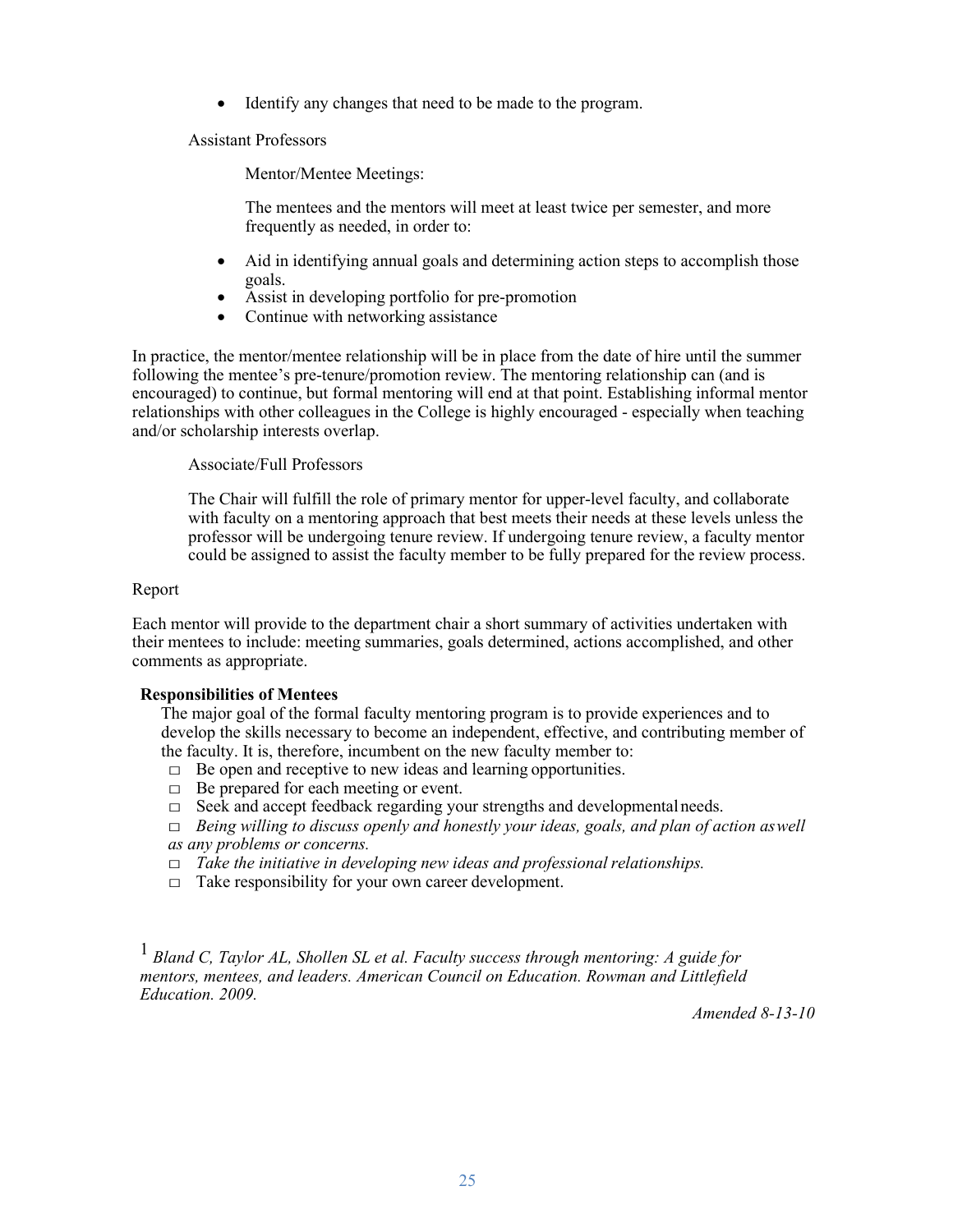- Identify any changes that need to be made to the program.

Assistant Professors

Mentor/Mentee Meetings:

The mentees and the mentors will meet at least twice per semester, and more frequently as needed, in order to:

- Aid in identifying annual goals and determining action steps to accomplish those goals.
- Assist in developing portfolio for pre-promotion
- Continue with networking assistance

In practice, the mentor/mentee relationship will be in place from the date of hire until the summer following the mentee's pre-tenure/promotion review. The mentoring relationship can (and is encouraged) to continue, but formal mentoring will end at that point. Establishing informal mentor relationships with other colleagues in the College is highly encouraged - especially when teaching and/or scholarship interests overlap.

Associate/Full Professors

The Chair will fulfill the role of primary mentor for upper-level faculty, and collaborate with faculty on a mentoring approach that best meets their needs at these levels unless the professor will be undergoing tenure review. If undergoing tenure review, a faculty mentor could be assigned to assist the faculty member to be fully prepared for the review process.

Report

Each mentor will provide to the department chair a short summary of activities undertaken with their mentees to include: meeting summaries, goals determined, actions accomplished, and other comments as appropriate.

**Responsibilities of Mentees**

The major goal of the formal faculty mentoring program is to provide experiences and to develop the skills necessary to become an independent, effective, and contributing member of the faculty. It is, therefore, incumbent on the new faculty member to:

- □ Be open and receptive to new ideas and learning opportunities.
- □ Be prepared for each meeting or event.
- □ Seek and accept feedback regarding your strengths and developmental needs.
- □ *Being willing to discuss openly and honestly your ideas, goals, and plan of action as well as any problems or concerns.*
- □ *Take the initiative in developing new ideas and professional relationships.*
- □ Take responsibility for your own career development.

[1] *Bland C, Taylor AL, Shollen SL et al. Faculty success through mentoring: A guide for mentors, mentees, and leaders. American Council on Education. Rowman and Littlefield Education. 2009.*

*Amended 8-13-10*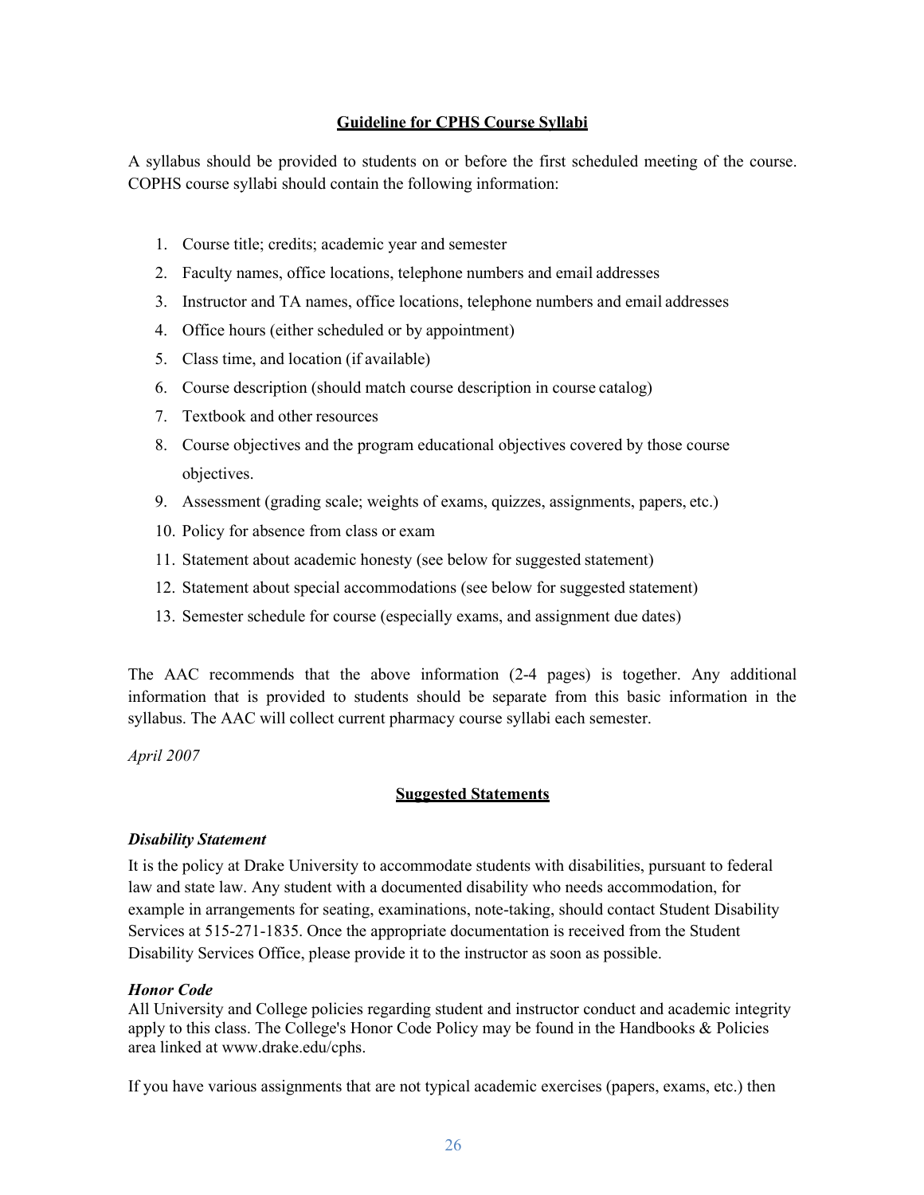## Guideline for CPHS Course Syllabi

A syllabus should be provided to students on or before the first scheduled meeting of the course. COPHS course syllabi should contain the following information:

1. Course title; credits; academic year and semester
2. Faculty names, office locations, telephone numbers and email addresses
3. Instructor and TA names, office locations, telephone numbers and email addresses
4. Office hours (either scheduled or by appointment)
5. Class time, and location (if available)
6. Course description (should match course description in course catalog)
7. Textbook and other resources
8. Course objectives and the program educational objectives covered by those course objectives.
9. Assessment (grading scale; weights of exams, quizzes, assignments, papers, etc.)
10. Policy for absence from class or exam
11. Statement about academic honesty (see below for suggested statement)
12. Statement about special accommodations (see below for suggested statement)
13. Semester schedule for course (especially exams, and assignment due dates)

The AAC recommends that the above information (2-4 pages) is together. Any additional information that is provided to students should be separate from this basic information in the syllabus. The AAC will collect current pharmacy course syllabi each semester.

*April 2007*

## Suggested Statements

***Disability Statement***

It is the policy at Drake University to accommodate students with disabilities, pursuant to federal law and state law. Any student with a documented disability who needs accommodation, for example in arrangements for seating, examinations, note-taking, should contact Student Disability Services at 515-271-1835. Once the appropriate documentation is received from the Student Disability Services Office, please provide it to the instructor as soon as possible.

***Honor Code***

All University and College policies regarding student and instructor conduct and academic integrity apply to this class. The College's Honor Code Policy may be found in the Handbooks & Policies area linked at www.drake.edu/cphs.

If you have various assignments that are not typical academic exercises (papers, exams, etc.) then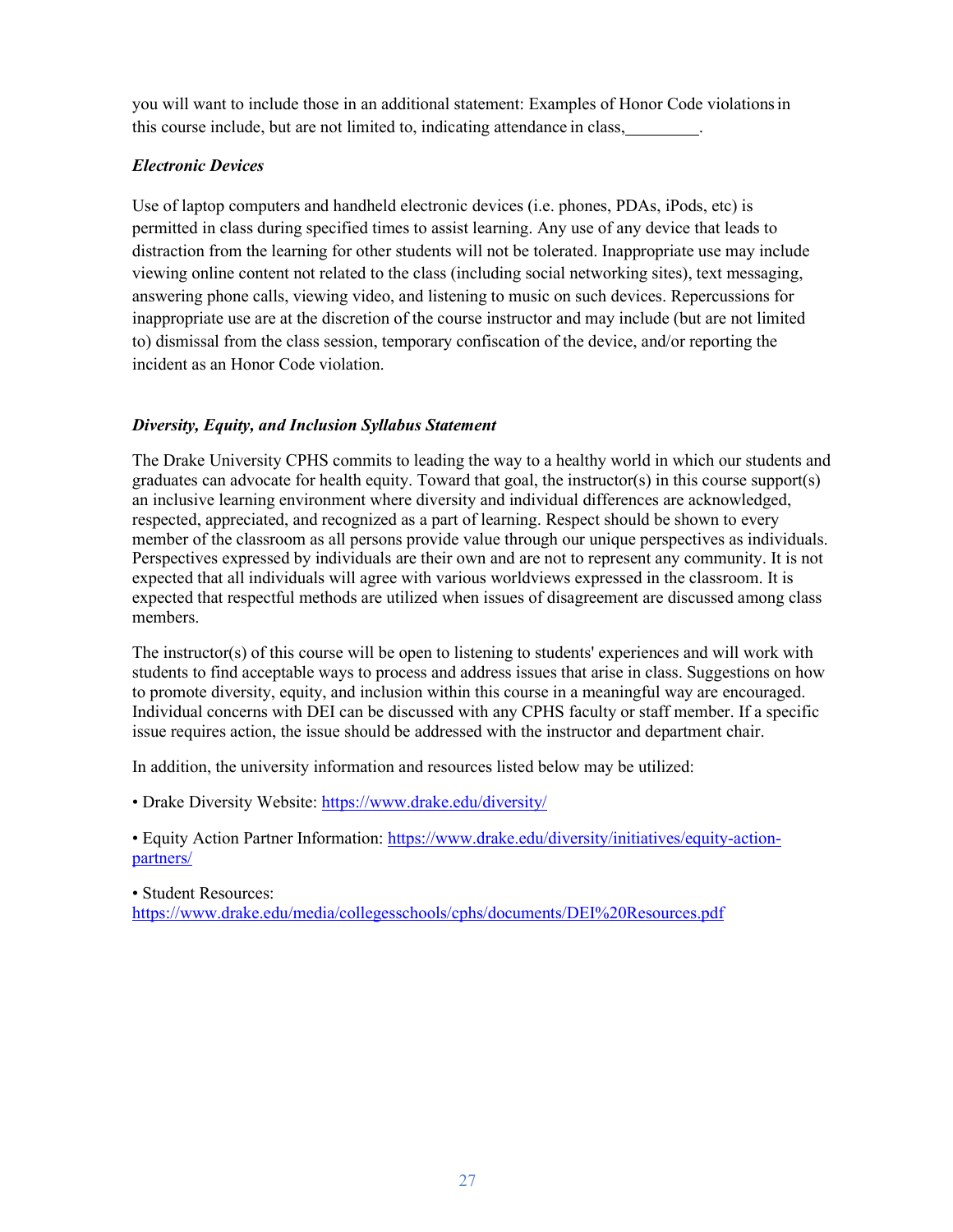you will want to include those in an additional statement: Examples of Honor Code violations in this course include, but are not limited to, indicating attendance in class,________.

***Electronic Devices***

Use of laptop computers and handheld electronic devices (i.e. phones, PDAs, iPods, etc) is permitted in class during specified times to assist learning. Any use of any device that leads to distraction from the learning for other students will not be tolerated. Inappropriate use may include viewing online content not related to the class (including social networking sites), text messaging, answering phone calls, viewing video, and listening to music on such devices. Repercussions for inappropriate use are at the discretion of the course instructor and may include (but are not limited to) dismissal from the class session, temporary confiscation of the device, and/or reporting the incident as an Honor Code violation.

***Diversity, Equity, and Inclusion Syllabus Statement***

The Drake University CPHS commits to leading the way to a healthy world in which our students and graduates can advocate for health equity. Toward that goal, the instructor(s) in this course support(s) an inclusive learning environment where diversity and individual differences are acknowledged, respected, appreciated, and recognized as a part of learning. Respect should be shown to every member of the classroom as all persons provide value through our unique perspectives as individuals. Perspectives expressed by individuals are their own and are not to represent any community. It is not expected that all individuals will agree with various worldviews expressed in the classroom. It is expected that respectful methods are utilized when issues of disagreement are discussed among class members.

The instructor(s) of this course will be open to listening to students' experiences and will work with students to find acceptable ways to process and address issues that arise in class. Suggestions on how to promote diversity, equity, and inclusion within this course in a meaningful way are encouraged. Individual concerns with DEI can be discussed with any CPHS faculty or staff member. If a specific issue requires action, the issue should be addressed with the instructor and department chair.

In addition, the university information and resources listed below may be utilized:

• Drake Diversity Website: https://www.drake.edu/diversity/

• Equity Action Partner Information: https://www.drake.edu/diversity/initiatives/equity-action-partners/

• Student Resources: https://www.drake.edu/media/collegesschools/cphs/documents/DEI%20Resources.pdf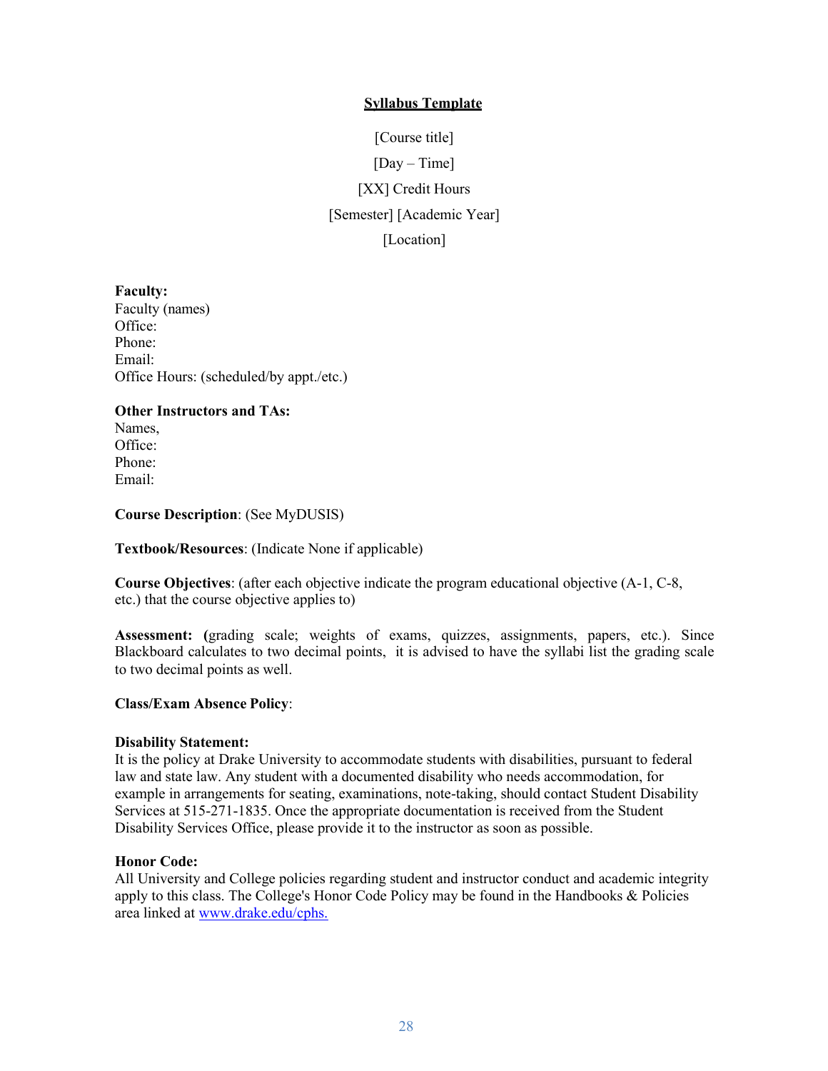## Syllabus Template

[Course title]

[Day – Time]

[XX] Credit Hours

[Semester] [Academic Year]

[Location]

**Faculty:**
Faculty (names)
Office:
Phone:
Email:
Office Hours: (scheduled/by appt./etc.)

**Other Instructors and TAs:**
Names,
Office:
Phone:
Email:

**Course Description**: (See MyDUSIS)

**Textbook/Resources**: (Indicate None if applicable)

**Course Objectives**: (after each objective indicate the program educational objective (A-1, C-8, etc.) that the course objective applies to)

**Assessment: (**grading scale; weights of exams, quizzes, assignments, papers, etc.). Since Blackboard calculates to two decimal points, it is advised to have the syllabi list the grading scale to two decimal points as well.

**Class/Exam Absence Policy**:

**Disability Statement:**
It is the policy at Drake University to accommodate students with disabilities, pursuant to federal law and state law. Any student with a documented disability who needs accommodation, for example in arrangements for seating, examinations, note-taking, should contact Student Disability Services at 515-271-1835. Once the appropriate documentation is received from the Student Disability Services Office, please provide it to the instructor as soon as possible.

**Honor Code:**
All University and College policies regarding student and instructor conduct and academic integrity apply to this class. The College's Honor Code Policy may be found in the Handbooks & Policies area linked at [www.drake.edu/cphs.](http://www.drake.edu/cphs)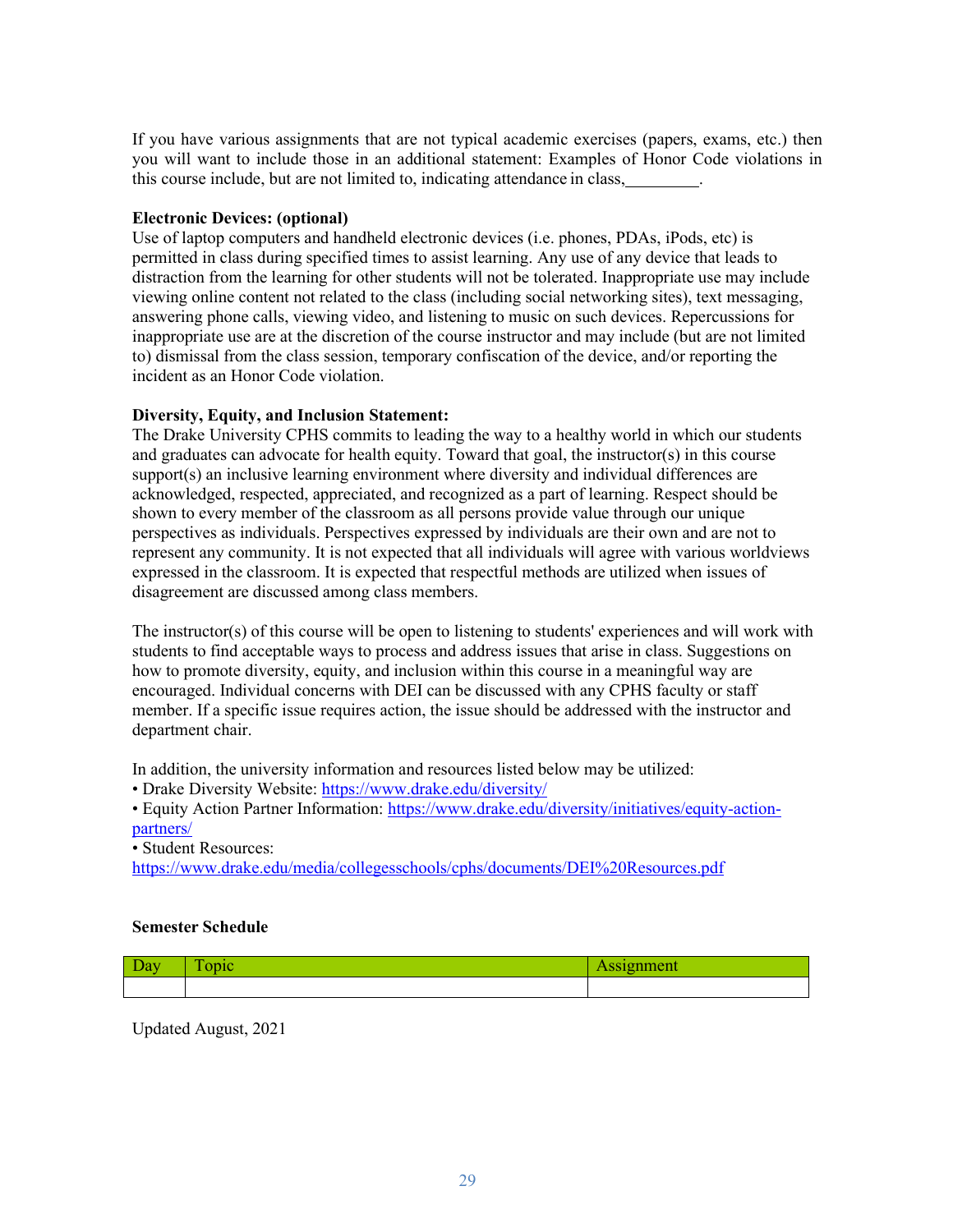If you have various assignments that are not typical academic exercises (papers, exams, etc.) then you will want to include those in an additional statement: Examples of Honor Code violations in this course include, but are not limited to, indicating attendance in class, ________.

**Electronic Devices: (optional)**
Use of laptop computers and handheld electronic devices (i.e. phones, PDAs, iPods, etc) is permitted in class during specified times to assist learning. Any use of any device that leads to distraction from the learning for other students will not be tolerated. Inappropriate use may include viewing online content not related to the class (including social networking sites), text messaging, answering phone calls, viewing video, and listening to music on such devices. Repercussions for inappropriate use are at the discretion of the course instructor and may include (but are not limited to) dismissal from the class session, temporary confiscation of the device, and/or reporting the incident as an Honor Code violation.

**Diversity, Equity, and Inclusion Statement:**
The Drake University CPHS commits to leading the way to a healthy world in which our students and graduates can advocate for health equity. Toward that goal, the instructor(s) in this course support(s) an inclusive learning environment where diversity and individual differences are acknowledged, respected, appreciated, and recognized as a part of learning. Respect should be shown to every member of the classroom as all persons provide value through our unique perspectives as individuals. Perspectives expressed by individuals are their own and are not to represent any community. It is not expected that all individuals will agree with various worldviews expressed in the classroom. It is expected that respectful methods are utilized when issues of disagreement are discussed among class members.

The instructor(s) of this course will be open to listening to students' experiences and will work with students to find acceptable ways to process and address issues that arise in class. Suggestions on how to promote diversity, equity, and inclusion within this course in a meaningful way are encouraged. Individual concerns with DEI can be discussed with any CPHS faculty or staff member. If a specific issue requires action, the issue should be addressed with the instructor and department chair.

In addition, the university information and resources listed below may be utilized:
• Drake Diversity Website: https://www.drake.edu/diversity/
• Equity Action Partner Information: https://www.drake.edu/diversity/initiatives/equity-action-partners/
• Student Resources: https://www.drake.edu/media/collegesschools/cphs/documents/DEI%20Resources.pdf

**Semester Schedule**

| Day | Topic | Assignment |
| --- | --- | --- |
| | | |

Updated August, 2021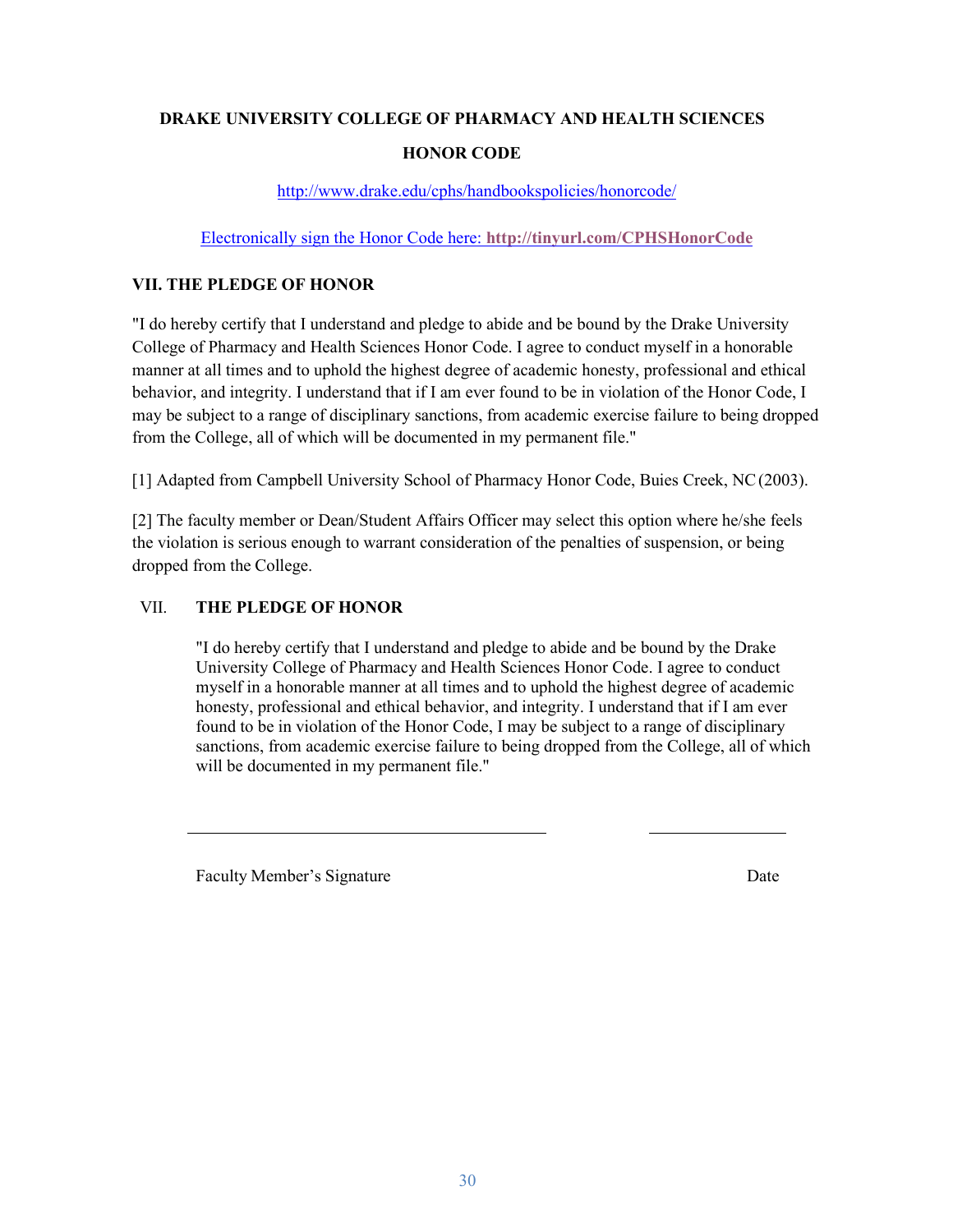**DRAKE UNIVERSITY COLLEGE OF PHARMACY AND HEALTH SCIENCES**

**HONOR CODE**

http://www.drake.edu/cphs/handbookspolicies/honorcode/

Electronically sign the Honor Code here: **http://tinyurl.com/CPHSHonorCode**

### VII. THE PLEDGE OF HONOR

"I do hereby certify that I understand and pledge to abide and be bound by the Drake University College of Pharmacy and Health Sciences Honor Code. I agree to conduct myself in a honorable manner at all times and to uphold the highest degree of academic honesty, professional and ethical behavior, and integrity. I understand that if I am ever found to be in violation of the Honor Code, I may be subject to a range of disciplinary sanctions, from academic exercise failure to being dropped from the College, all of which will be documented in my permanent file."

[1] Adapted from Campbell University School of Pharmacy Honor Code, Buies Creek, NC (2003).

[2] The faculty member or Dean/Student Affairs Officer may select this option where he/she feels the violation is serious enough to warrant consideration of the penalties of suspension, or being dropped from the College.

### VII. THE PLEDGE OF HONOR

"I do hereby certify that I understand and pledge to abide and be bound by the Drake University College of Pharmacy and Health Sciences Honor Code. I agree to conduct myself in a honorable manner at all times and to uphold the highest degree of academic honesty, professional and ethical behavior, and integrity. I understand that if I am ever found to be in violation of the Honor Code, I may be subject to a range of disciplinary sanctions, from academic exercise failure to being dropped from the College, all of which will be documented in my permanent file."

\_\_\_\_\_\_\_\_\_\_\_\_\_\_\_\_\_\_\_\_\_\_\_\_\_\_\_\_\_\_\_\_\_\_\_\_\_\_\_\_ \_\_\_\_\_\_\_\_\_\_\_\_\_\_\_

Faculty Member's Signature Date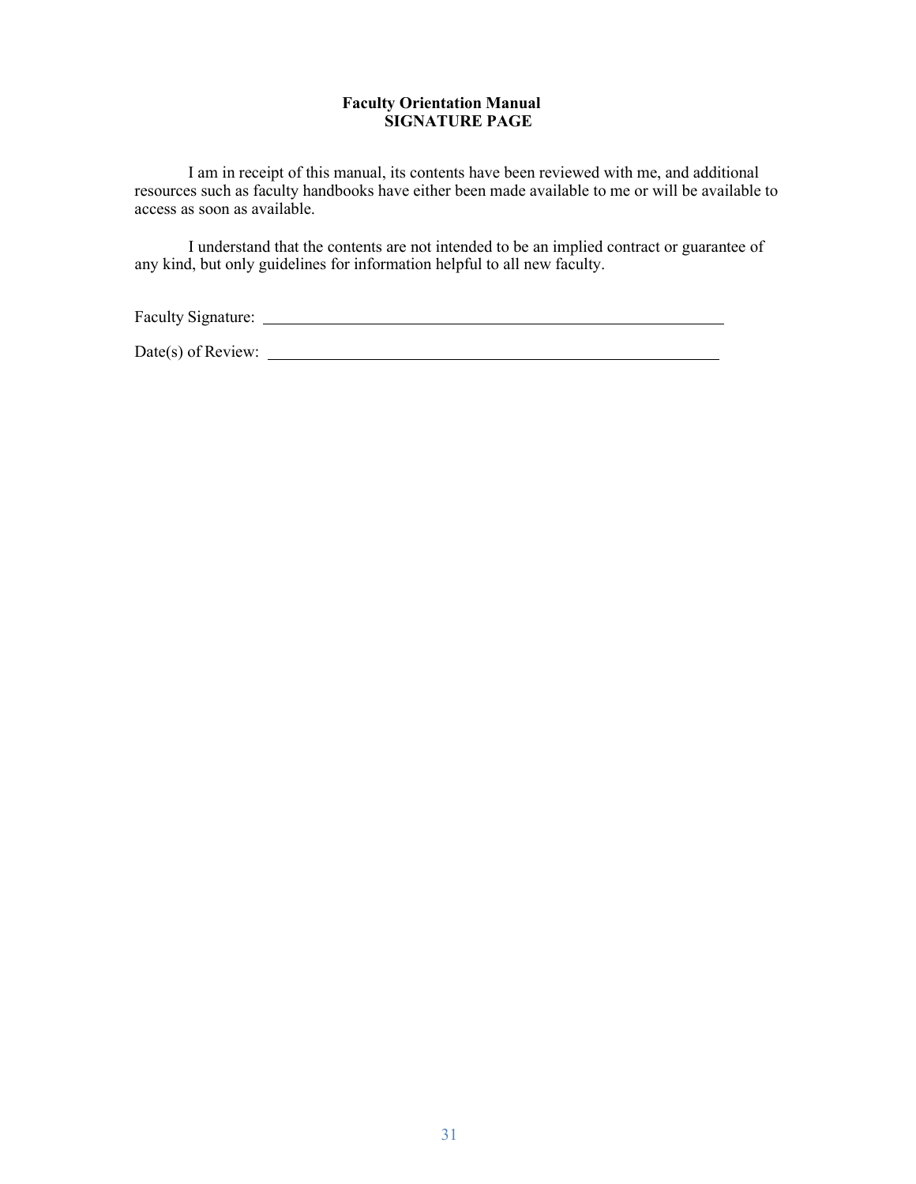**Faculty Orientation Manual**
**SIGNATURE PAGE**

I am in receipt of this manual, its contents have been reviewed with me, and additional resources such as faculty handbooks have either been made available to me or will be available to access as soon as available.

I understand that the contents are not intended to be an implied contract or guarantee of any kind, but only guidelines for information helpful to all new faculty.

Faculty Signature: ____________________________________________

Date(s) of Review: ____________________________________________